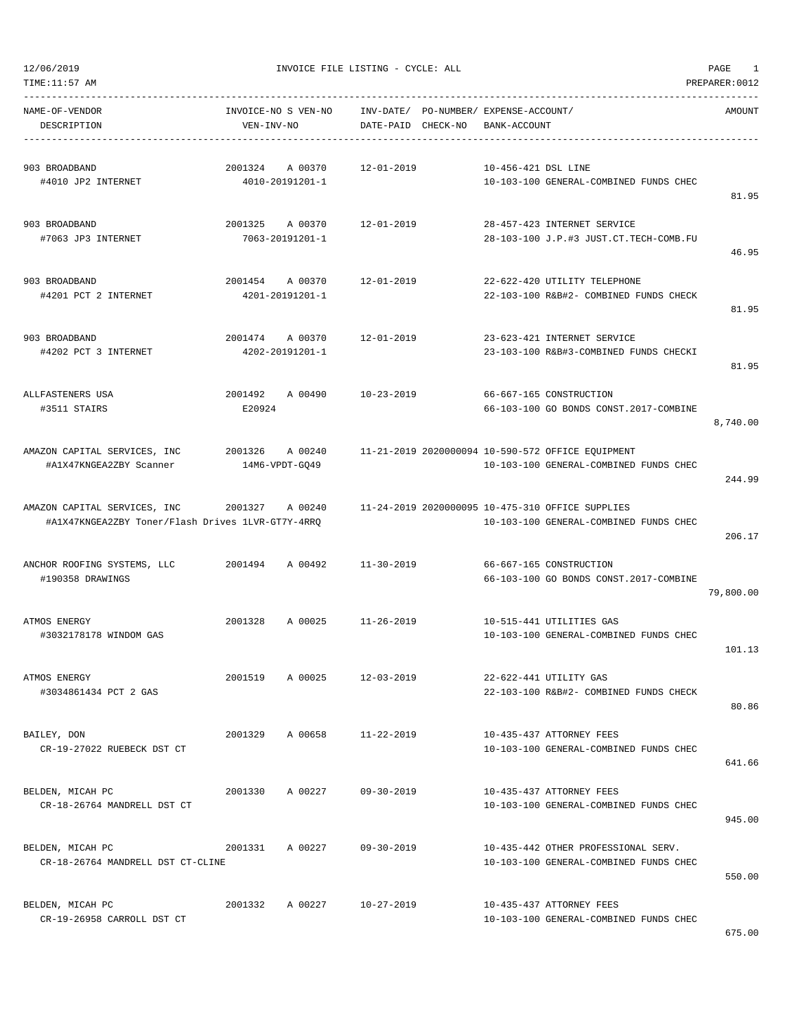INVOICE FILE LISTING - CYCLE: ALL

12/06/2019
TIME:11:57 AM
PREPARER:0012

| NAME-OF-VENDOR / DESCRIPTION | INVOICE-NO | S | VEN-NO / VEN-INV-NO | INV-DATE/ DATE-PAID | PO-NUMBER/ CHECK-NO | EXPENSE-ACCOUNT/ BANK-ACCOUNT | AMOUNT |
|---|---|---|---|---|---|---|---|
| 903 BROADBAND<br>#4010 JP2 INTERNET | 2001324 | A | 00370<br>4010-20191201-1 | 12-01-2019 | | 10-456-421 DSL LINE<br>10-103-100 GENERAL-COMBINED FUNDS CHEC | 81.95 |
| 903 BROADBAND<br>#7063 JP3 INTERNET | 2001325 | A | 00370<br>7063-20191201-1 | 12-01-2019 | | 28-457-423 INTERNET SERVICE<br>28-103-100 J.P.#3 JUST.CT.TECH-COMB.FU | 46.95 |
| 903 BROADBAND<br>#4201 PCT 2 INTERNET | 2001454 | A | 00370<br>4201-20191201-1 | 12-01-2019 | | 22-622-420 UTILITY TELEPHONE<br>22-103-100 R&B#2- COMBINED FUNDS CHECK | 81.95 |
| 903 BROADBAND<br>#4202 PCT 3 INTERNET | 2001474 | A | 00370<br>4202-20191201-1 | 12-01-2019 | | 23-623-421 INTERNET SERVICE<br>23-103-100 R&B#3-COMBINED FUNDS CHECKI | 81.95 |
| ALLFASTENERS USA<br>#3511 STAIRS | 2001492 | A | 00490<br>E20924 | 10-23-2019 | | 66-667-165 CONSTRUCTION<br>66-103-100 GO BONDS CONST.2017-COMBINE | 8,740.00 |
| AMAZON CAPITAL SERVICES, INC<br>#A1X47KNGEA2ZBY Scanner | 2001326 | A | 00240<br>14M6-VPDT-GQ49 | 11-21-2019 | 2020000094 | 10-590-572 OFFICE EQUIPMENT<br>10-103-100 GENERAL-COMBINED FUNDS CHEC | 244.99 |
| AMAZON CAPITAL SERVICES, INC<br>#A1X47KNGEA2ZBY Toner/Flash Drives | 2001327 | A | 00240<br>1LVR-GT7Y-4RRQ | 11-24-2019 | 2020000095 | 10-475-310 OFFICE SUPPLIES<br>10-103-100 GENERAL-COMBINED FUNDS CHEC | 206.17 |
| ANCHOR ROOFING SYSTEMS, LLC<br>#190358 DRAWINGS | 2001494 | A | 00492 | 11-30-2019 | | 66-667-165 CONSTRUCTION<br>66-103-100 GO BONDS CONST.2017-COMBINE | 79,800.00 |
| ATMOS ENERGY<br>#3032178178 WINDOM GAS | 2001328 | A | 00025 | 11-26-2019 | | 10-515-441 UTILITIES GAS<br>10-103-100 GENERAL-COMBINED FUNDS CHEC | 101.13 |
| ATMOS ENERGY<br>#3034861434 PCT 2 GAS | 2001519 | A | 00025 | 12-03-2019 | | 22-622-441 UTILITY GAS<br>22-103-100 R&B#2- COMBINED FUNDS CHECK | 80.86 |
| BAILEY, DON<br>CR-19-27022 RUEBECK DST CT | 2001329 | A | 00658 | 11-22-2019 | | 10-435-437 ATTORNEY FEES<br>10-103-100 GENERAL-COMBINED FUNDS CHEC | 641.66 |
| BELDEN, MICAH PC<br>CR-18-26764 MANDRELL DST CT | 2001330 | A | 00227 | 09-30-2019 | | 10-435-437 ATTORNEY FEES<br>10-103-100 GENERAL-COMBINED FUNDS CHEC | 945.00 |
| BELDEN, MICAH PC<br>CR-18-26764 MANDRELL DST CT-CLINE | 2001331 | A | 00227 | 09-30-2019 | | 10-435-442 OTHER PROFESSIONAL SERV.<br>10-103-100 GENERAL-COMBINED FUNDS CHEC | 550.00 |
| BELDEN, MICAH PC<br>CR-19-26958 CARROLL DST CT | 2001332 | A | 00227 | 10-27-2019 | | 10-435-437 ATTORNEY FEES<br>10-103-100 GENERAL-COMBINED FUNDS CHEC | 675.00 |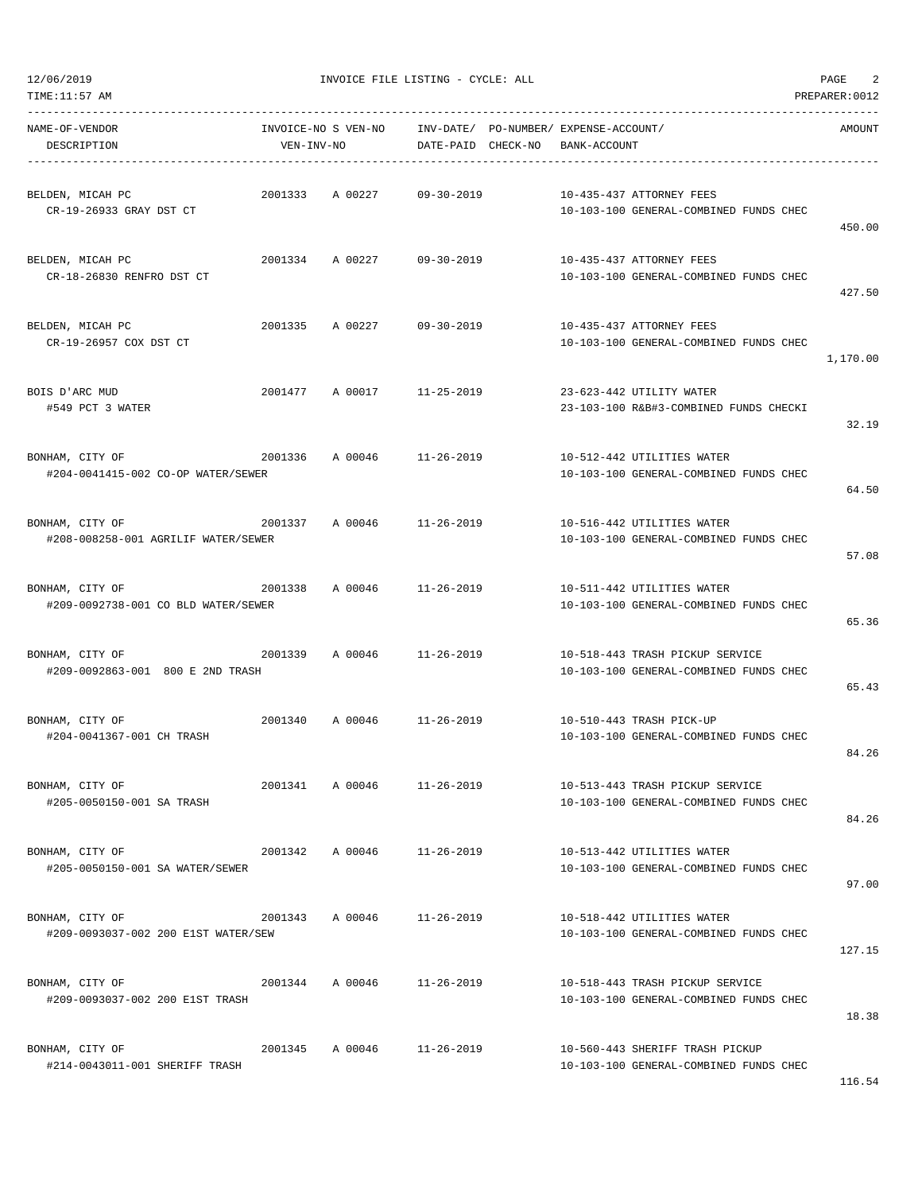12/06/2019 INVOICE FILE LISTING - CYCLE: ALL
TIME:11:57 AM PREPARER:0012

| NAME-OF-VENDOR / DESCRIPTION | INVOICE-NO | S VEN-NO / VEN-INV-NO | INV-DATE/ DATE-PAID | PO-NUMBER/ CHECK-NO | EXPENSE-ACCOUNT/ BANK-ACCOUNT | AMOUNT |
|---|---|---|---|---|---|---|
| BELDEN, MICAH PC<br>CR-19-26933 GRAY DST CT | 2001333 | A 00227 | 09-30-2019 | | 10-435-437 ATTORNEY FEES<br>10-103-100 GENERAL-COMBINED FUNDS CHEC | 450.00 |
| BELDEN, MICAH PC<br>CR-18-26830 RENFRO DST CT | 2001334 | A 00227 | 09-30-2019 | | 10-435-437 ATTORNEY FEES<br>10-103-100 GENERAL-COMBINED FUNDS CHEC | 427.50 |
| BELDEN, MICAH PC<br>CR-19-26957 COX DST CT | 2001335 | A 00227 | 09-30-2019 | | 10-435-437 ATTORNEY FEES<br>10-103-100 GENERAL-COMBINED FUNDS CHEC | 1,170.00 |
| BOIS D'ARC MUD<br>#549 PCT 3 WATER | 2001477 | A 00017 | 11-25-2019 | | 23-623-442 UTILITY WATER<br>23-103-100 R&B#3-COMBINED FUNDS CHECKI | 32.19 |
| BONHAM, CITY OF<br>#204-0041415-002 CO-OP WATER/SEWER | 2001336 | A 00046 | 11-26-2019 | | 10-512-442 UTILITIES WATER<br>10-103-100 GENERAL-COMBINED FUNDS CHEC | 64.50 |
| BONHAM, CITY OF<br>#208-008258-001 AGRILIF WATER/SEWER | 2001337 | A 00046 | 11-26-2019 | | 10-516-442 UTILITIES WATER<br>10-103-100 GENERAL-COMBINED FUNDS CHEC | 57.08 |
| BONHAM, CITY OF<br>#209-0092738-001 CO BLD WATER/SEWER | 2001338 | A 00046 | 11-26-2019 | | 10-511-442 UTILITIES WATER<br>10-103-100 GENERAL-COMBINED FUNDS CHEC | 65.36 |
| BONHAM, CITY OF<br>#209-0092863-001 800 E 2ND TRASH | 2001339 | A 00046 | 11-26-2019 | | 10-518-443 TRASH PICKUP SERVICE<br>10-103-100 GENERAL-COMBINED FUNDS CHEC | 65.43 |
| BONHAM, CITY OF<br>#204-0041367-001 CH TRASH | 2001340 | A 00046 | 11-26-2019 | | 10-510-443 TRASH PICK-UP<br>10-103-100 GENERAL-COMBINED FUNDS CHEC | 84.26 |
| BONHAM, CITY OF<br>#205-0050150-001 SA TRASH | 2001341 | A 00046 | 11-26-2019 | | 10-513-443 TRASH PICKUP SERVICE<br>10-103-100 GENERAL-COMBINED FUNDS CHEC | 84.26 |
| BONHAM, CITY OF<br>#205-0050150-001 SA WATER/SEWER | 2001342 | A 00046 | 11-26-2019 | | 10-513-442 UTILITIES WATER<br>10-103-100 GENERAL-COMBINED FUNDS CHEC | 97.00 |
| BONHAM, CITY OF<br>#209-0093037-002 200 E1ST WATER/SEW | 2001343 | A 00046 | 11-26-2019 | | 10-518-442 UTILITIES WATER<br>10-103-100 GENERAL-COMBINED FUNDS CHEC | 127.15 |
| BONHAM, CITY OF<br>#209-0093037-002 200 E1ST TRASH | 2001344 | A 00046 | 11-26-2019 | | 10-518-443 TRASH PICKUP SERVICE<br>10-103-100 GENERAL-COMBINED FUNDS CHEC | 18.38 |
| BONHAM, CITY OF<br>#214-0043011-001 SHERIFF TRASH | 2001345 | A 00046 | 11-26-2019 | | 10-560-443 SHERIFF TRASH PICKUP<br>10-103-100 GENERAL-COMBINED FUNDS CHEC | 116.54 |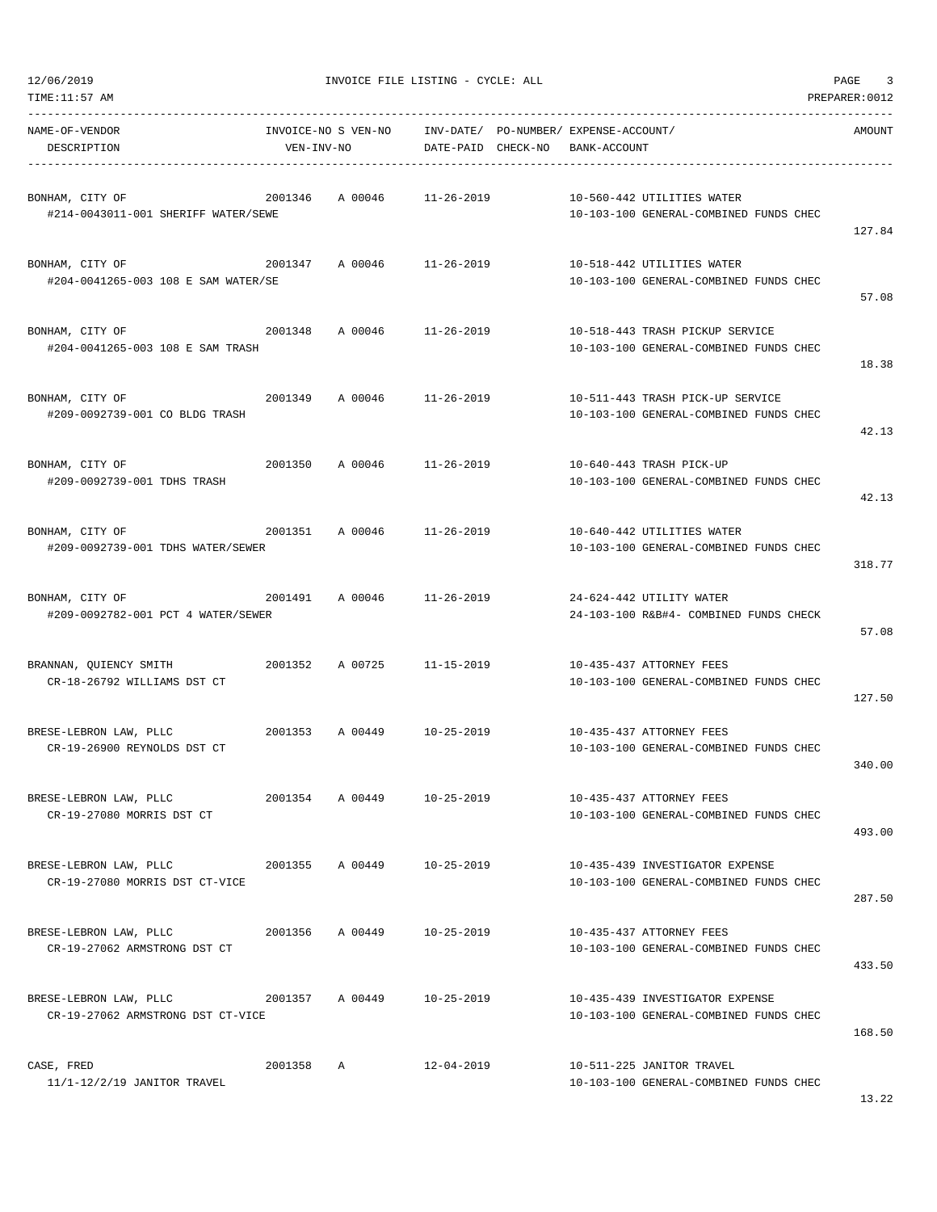12/06/2019 INVOICE FILE LISTING - CYCLE: ALL

TIME:11:57 AM PREPARER:0012

| NAME-OF-VENDOR / DESCRIPTION | INVOICE-NO | S | VEN-NO / VEN-INV-NO | INV-DATE/ DATE-PAID | PO-NUMBER/ CHECK-NO | EXPENSE-ACCOUNT/ BANK-ACCOUNT | AMOUNT |
|---|---|---|---|---|---|---|---|
| BONHAM, CITY OF<br>#214-0043011-001 SHERIFF WATER/SEWE | 2001346 | A | 00046 | 11-26-2019 | | 10-560-442 UTILITIES WATER<br>10-103-100 GENERAL-COMBINED FUNDS CHEC | 127.84 |
| BONHAM, CITY OF<br>#204-0041265-003 108 E SAM WATER/SE | 2001347 | A | 00046 | 11-26-2019 | | 10-518-442 UTILITIES WATER<br>10-103-100 GENERAL-COMBINED FUNDS CHEC | 57.08 |
| BONHAM, CITY OF<br>#204-0041265-003 108 E SAM TRASH | 2001348 | A | 00046 | 11-26-2019 | | 10-518-443 TRASH PICKUP SERVICE<br>10-103-100 GENERAL-COMBINED FUNDS CHEC | 18.38 |
| BONHAM, CITY OF<br>#209-0092739-001 CO BLDG TRASH | 2001349 | A | 00046 | 11-26-2019 | | 10-511-443 TRASH PICK-UP SERVICE<br>10-103-100 GENERAL-COMBINED FUNDS CHEC | 42.13 |
| BONHAM, CITY OF<br>#209-0092739-001 TDHS TRASH | 2001350 | A | 00046 | 11-26-2019 | | 10-640-443 TRASH PICK-UP<br>10-103-100 GENERAL-COMBINED FUNDS CHEC | 42.13 |
| BONHAM, CITY OF<br>#209-0092739-001 TDHS WATER/SEWER | 2001351 | A | 00046 | 11-26-2019 | | 10-640-442 UTILITIES WATER<br>10-103-100 GENERAL-COMBINED FUNDS CHEC | 318.77 |
| BONHAM, CITY OF<br>#209-0092782-001 PCT 4 WATER/SEWER | 2001491 | A | 00046 | 11-26-2019 | | 24-624-442 UTILITY WATER<br>24-103-100 R&B#4- COMBINED FUNDS CHECK | 57.08 |
| BRANNAN, QUIENCY SMITH<br>CR-18-26792 WILLIAMS DST CT | 2001352 | A | 00725 | 11-15-2019 | | 10-435-437 ATTORNEY FEES<br>10-103-100 GENERAL-COMBINED FUNDS CHEC | 127.50 |
| BRESE-LEBRON LAW, PLLC<br>CR-19-26900 REYNOLDS DST CT | 2001353 | A | 00449 | 10-25-2019 | | 10-435-437 ATTORNEY FEES<br>10-103-100 GENERAL-COMBINED FUNDS CHEC | 340.00 |
| BRESE-LEBRON LAW, PLLC<br>CR-19-27080 MORRIS DST CT | 2001354 | A | 00449 | 10-25-2019 | | 10-435-437 ATTORNEY FEES<br>10-103-100 GENERAL-COMBINED FUNDS CHEC | 493.00 |
| BRESE-LEBRON LAW, PLLC<br>CR-19-27080 MORRIS DST CT-VICE | 2001355 | A | 00449 | 10-25-2019 | | 10-435-439 INVESTIGATOR EXPENSE<br>10-103-100 GENERAL-COMBINED FUNDS CHEC | 287.50 |
| BRESE-LEBRON LAW, PLLC<br>CR-19-27062 ARMSTRONG DST CT | 2001356 | A | 00449 | 10-25-2019 | | 10-435-437 ATTORNEY FEES<br>10-103-100 GENERAL-COMBINED FUNDS CHEC | 433.50 |
| BRESE-LEBRON LAW, PLLC<br>CR-19-27062 ARMSTRONG DST CT-VICE | 2001357 | A | 00449 | 10-25-2019 | | 10-435-439 INVESTIGATOR EXPENSE<br>10-103-100 GENERAL-COMBINED FUNDS CHEC | 168.50 |
| CASE, FRED<br>11/1-12/2/19 JANITOR TRAVEL | 2001358 | A | | 12-04-2019 | | 10-511-225 JANITOR TRAVEL<br>10-103-100 GENERAL-COMBINED FUNDS CHEC | 13.22 |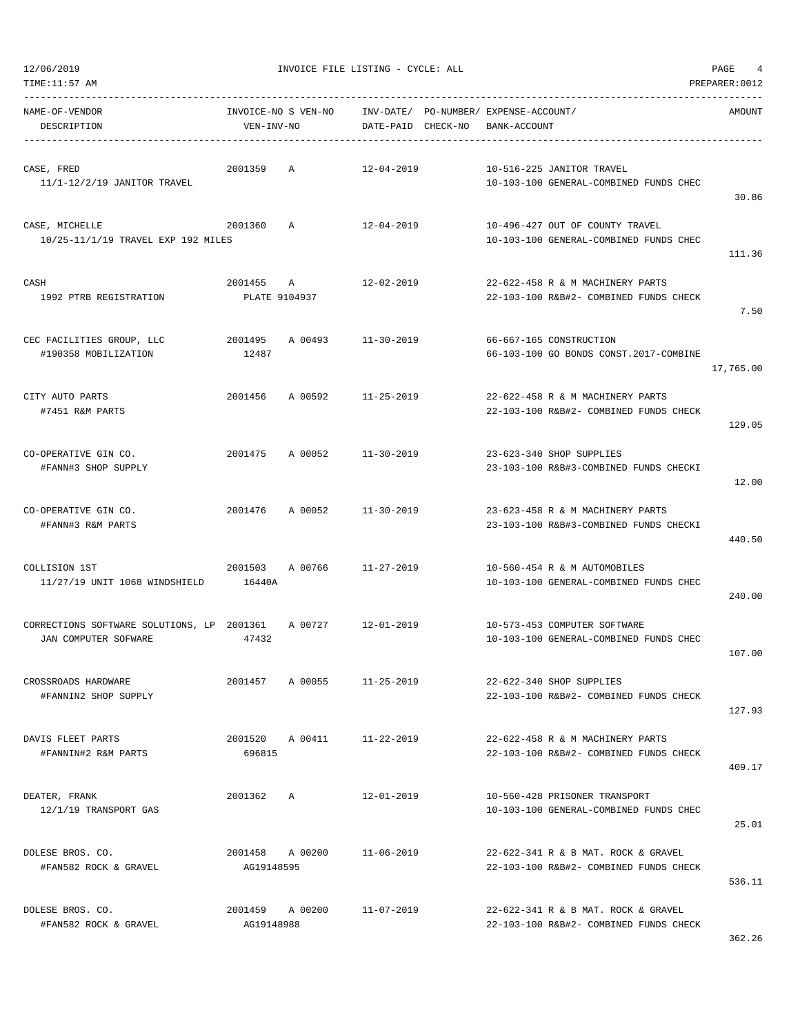12/06/2019 INVOICE FILE LISTING - CYCLE: ALL

TIME:11:57 AM PREPARER:0012

| NAME-OF-VENDOR DESCRIPTION | INVOICE-NO S VEN-NO VEN-INV-NO | INV-DATE/ DATE-PAID | PO-NUMBER/ CHECK-NO | EXPENSE-ACCOUNT/ BANK-ACCOUNT | AMOUNT |
|---|---|---|---|---|---|
| CASE, FRED<br>11/1-12/2/19 JANITOR TRAVEL | 2001359 A | 12-04-2019 | | 10-516-225 JANITOR TRAVEL<br>10-103-100 GENERAL-COMBINED FUNDS CHEC | 30.86 |
| CASE, MICHELLE<br>10/25-11/1/19 TRAVEL EXP 192 MILES | 2001360 A | 12-04-2019 | | 10-496-427 OUT OF COUNTY TRAVEL<br>10-103-100 GENERAL-COMBINED FUNDS CHEC | 111.36 |
| CASH<br>1992 PTRB REGISTRATION | 2001455 A<br>PLATE 9104937 | 12-02-2019 | | 22-622-458 R & M MACHINERY PARTS<br>22-103-100 R&B#2- COMBINED FUNDS CHECK | 7.50 |
| CEC FACILITIES GROUP, LLC<br>#190358 MOBILIZATION | 2001495 A 00493<br>12487 | 11-30-2019 | | 66-667-165 CONSTRUCTION<br>66-103-100 GO BONDS CONST.2017-COMBINE | 17,765.00 |
| CITY AUTO PARTS<br>#7451 R&M PARTS | 2001456 A 00592 | 11-25-2019 | | 22-622-458 R & M MACHINERY PARTS<br>22-103-100 R&B#2- COMBINED FUNDS CHECK | 129.05 |
| CO-OPERATIVE GIN CO.<br>#FANN#3 SHOP SUPPLY | 2001475 A 00052 | 11-30-2019 | | 23-623-340 SHOP SUPPLIES<br>23-103-100 R&B#3-COMBINED FUNDS CHECKI | 12.00 |
| CO-OPERATIVE GIN CO.<br>#FANN#3 R&M PARTS | 2001476 A 00052 | 11-30-2019 | | 23-623-458 R & M MACHINERY PARTS<br>23-103-100 R&B#3-COMBINED FUNDS CHECKI | 440.50 |
| COLLISION 1ST<br>11/27/19 UNIT 1068 WINDSHIELD | 2001503 A 00766<br>16440A | 11-27-2019 | | 10-560-454 R & M AUTOMOBILES<br>10-103-100 GENERAL-COMBINED FUNDS CHEC | 240.00 |
| CORRECTIONS SOFTWARE SOLUTIONS, LP<br>JAN COMPUTER SOFWARE | 2001361 A 00727<br>47432 | 12-01-2019 | | 10-573-453 COMPUTER SOFTWARE<br>10-103-100 GENERAL-COMBINED FUNDS CHEC | 107.00 |
| CROSSROADS HARDWARE<br>#FANNIN2 SHOP SUPPLY | 2001457 A 00055 | 11-25-2019 | | 22-622-340 SHOP SUPPLIES<br>22-103-100 R&B#2- COMBINED FUNDS CHECK | 127.93 |
| DAVIS FLEET PARTS<br>#FANNIN#2 R&M PARTS | 2001520 A 00411<br>696815 | 11-22-2019 | | 22-622-458 R & M MACHINERY PARTS<br>22-103-100 R&B#2- COMBINED FUNDS CHECK | 409.17 |
| DEATER, FRANK<br>12/1/19 TRANSPORT GAS | 2001362 A | 12-01-2019 | | 10-560-428 PRISONER TRANSPORT<br>10-103-100 GENERAL-COMBINED FUNDS CHEC | 25.01 |
| DOLESE BROS. CO.<br>#FAN582 ROCK & GRAVEL | 2001458 A 00200<br>AG19148595 | 11-06-2019 | | 22-622-341 R & B MAT. ROCK & GRAVEL<br>22-103-100 R&B#2- COMBINED FUNDS CHECK | 536.11 |
| DOLESE BROS. CO.<br>#FAN582 ROCK & GRAVEL | 2001459 A 00200<br>AG19148988 | 11-07-2019 | | 22-622-341 R & B MAT. ROCK & GRAVEL<br>22-103-100 R&B#2- COMBINED FUNDS CHECK | 362.26 |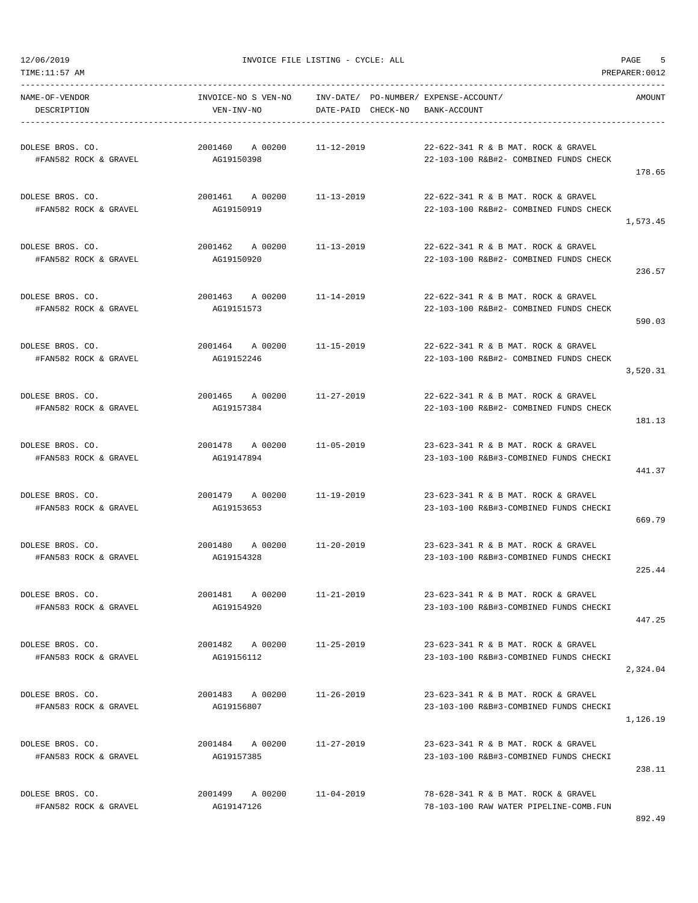12/06/2019 INVOICE FILE LISTING - CYCLE: ALL

TIME:11:57 AM PREPARER:0012

| NAME-OF-VENDOR<br>DESCRIPTION | INVOICE-NO S VEN-NO<br>VEN-INV-NO | INV-DATE/<br>DATE-PAID | PO-NUMBER/<br>CHECK-NO | EXPENSE-ACCOUNT/<br>BANK-ACCOUNT | AMOUNT |
|---|---|---|---|---|---|
| DOLESE BROS. CO.<br>#FAN582 ROCK & GRAVEL | 2001460 A 00200<br>AG19150398 | 11-12-2019 | | 22-622-341 R & B MAT. ROCK & GRAVEL<br>22-103-100 R&B#2- COMBINED FUNDS CHECK | 178.65 |
| DOLESE BROS. CO.<br>#FAN582 ROCK & GRAVEL | 2001461 A 00200<br>AG19150919 | 11-13-2019 | | 22-622-341 R & B MAT. ROCK & GRAVEL<br>22-103-100 R&B#2- COMBINED FUNDS CHECK | 1,573.45 |
| DOLESE BROS. CO.<br>#FAN582 ROCK & GRAVEL | 2001462 A 00200<br>AG19150920 | 11-13-2019 | | 22-622-341 R & B MAT. ROCK & GRAVEL<br>22-103-100 R&B#2- COMBINED FUNDS CHECK | 236.57 |
| DOLESE BROS. CO.<br>#FAN582 ROCK & GRAVEL | 2001463 A 00200<br>AG19151573 | 11-14-2019 | | 22-622-341 R & B MAT. ROCK & GRAVEL<br>22-103-100 R&B#2- COMBINED FUNDS CHECK | 590.03 |
| DOLESE BROS. CO.<br>#FAN582 ROCK & GRAVEL | 2001464 A 00200<br>AG19152246 | 11-15-2019 | | 22-622-341 R & B MAT. ROCK & GRAVEL<br>22-103-100 R&B#2- COMBINED FUNDS CHECK | 3,520.31 |
| DOLESE BROS. CO.<br>#FAN582 ROCK & GRAVEL | 2001465 A 00200<br>AG19157384 | 11-27-2019 | | 22-622-341 R & B MAT. ROCK & GRAVEL<br>22-103-100 R&B#2- COMBINED FUNDS CHECK | 181.13 |
| DOLESE BROS. CO.<br>#FAN583 ROCK & GRAVEL | 2001478 A 00200<br>AG19147894 | 11-05-2019 | | 23-623-341 R & B MAT. ROCK & GRAVEL<br>23-103-100 R&B#3-COMBINED FUNDS CHECKI | 441.37 |
| DOLESE BROS. CO.<br>#FAN583 ROCK & GRAVEL | 2001479 A 00200<br>AG19153653 | 11-19-2019 | | 23-623-341 R & B MAT. ROCK & GRAVEL<br>23-103-100 R&B#3-COMBINED FUNDS CHECKI | 669.79 |
| DOLESE BROS. CO.<br>#FAN583 ROCK & GRAVEL | 2001480 A 00200<br>AG19154328 | 11-20-2019 | | 23-623-341 R & B MAT. ROCK & GRAVEL<br>23-103-100 R&B#3-COMBINED FUNDS CHECKI | 225.44 |
| DOLESE BROS. CO.<br>#FAN583 ROCK & GRAVEL | 2001481 A 00200<br>AG19154920 | 11-21-2019 | | 23-623-341 R & B MAT. ROCK & GRAVEL<br>23-103-100 R&B#3-COMBINED FUNDS CHECKI | 447.25 |
| DOLESE BROS. CO.<br>#FAN583 ROCK & GRAVEL | 2001482 A 00200<br>AG19156112 | 11-25-2019 | | 23-623-341 R & B MAT. ROCK & GRAVEL<br>23-103-100 R&B#3-COMBINED FUNDS CHECKI | 2,324.04 |
| DOLESE BROS. CO.<br>#FAN583 ROCK & GRAVEL | 2001483 A 00200<br>AG19156807 | 11-26-2019 | | 23-623-341 R & B MAT. ROCK & GRAVEL<br>23-103-100 R&B#3-COMBINED FUNDS CHECKI | 1,126.19 |
| DOLESE BROS. CO.<br>#FAN583 ROCK & GRAVEL | 2001484 A 00200<br>AG19157385 | 11-27-2019 | | 23-623-341 R & B MAT. ROCK & GRAVEL<br>23-103-100 R&B#3-COMBINED FUNDS CHECKI | 238.11 |
| DOLESE BROS. CO.<br>#FAN582 ROCK & GRAVEL | 2001499 A 00200<br>AG19147126 | 11-04-2019 | | 78-628-341 R & B MAT. ROCK & GRAVEL<br>78-103-100 RAW WATER PIPELINE-COMB.FUN | 892.49 |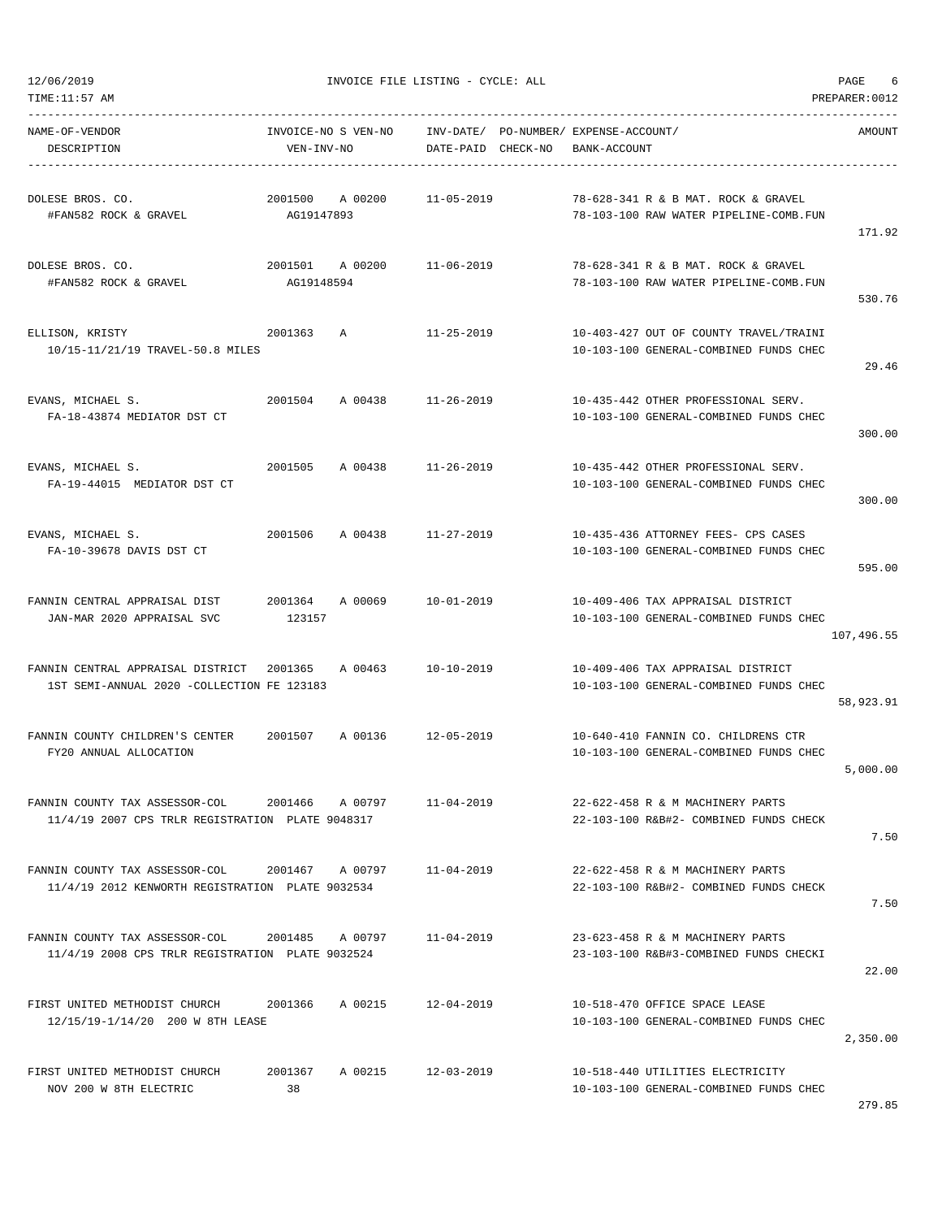12/06/2019 INVOICE FILE LISTING - CYCLE: ALL

TIME:11:57 AM PREPARER:0012

| NAME-OF-VENDOR / DESCRIPTION | INVOICE-NO S VEN-NO / VEN-INV-NO | INV-DATE/ DATE-PAID | PO-NUMBER/ CHECK-NO | EXPENSE-ACCOUNT/ BANK-ACCOUNT | AMOUNT |
|---|---|---|---|---|---|
| DOLESE BROS. CO. / #FAN582 ROCK & GRAVEL | 2001500 A 00200 / AG19147893 | 11-05-2019 | | 78-628-341 R & B MAT. ROCK & GRAVEL / 78-103-100 RAW WATER PIPELINE-COMB.FUN | 171.92 |
| DOLESE BROS. CO. / #FAN582 ROCK & GRAVEL | 2001501 A 00200 / AG19148594 | 11-06-2019 | | 78-628-341 R & B MAT. ROCK & GRAVEL / 78-103-100 RAW WATER PIPELINE-COMB.FUN | 530.76 |
| ELLISON, KRISTY / 10/15-11/21/19 TRAVEL-50.8 MILES | 2001363 A | 11-25-2019 | | 10-403-427 OUT OF COUNTY TRAVEL/TRAINI / 10-103-100 GENERAL-COMBINED FUNDS CHEC | 29.46 |
| EVANS, MICHAEL S. / FA-18-43874 MEDIATOR DST CT | 2001504 A 00438 | 11-26-2019 | | 10-435-442 OTHER PROFESSIONAL SERV. / 10-103-100 GENERAL-COMBINED FUNDS CHEC | 300.00 |
| EVANS, MICHAEL S. / FA-19-44015 MEDIATOR DST CT | 2001505 A 00438 | 11-26-2019 | | 10-435-442 OTHER PROFESSIONAL SERV. / 10-103-100 GENERAL-COMBINED FUNDS CHEC | 300.00 |
| EVANS, MICHAEL S. / FA-10-39678 DAVIS DST CT | 2001506 A 00438 | 11-27-2019 | | 10-435-436 ATTORNEY FEES- CPS CASES / 10-103-100 GENERAL-COMBINED FUNDS CHEC | 595.00 |
| FANNIN CENTRAL APPRAISAL DIST / JAN-MAR 2020 APPRAISAL SVC | 2001364 A 00069 / 123157 | 10-01-2019 | | 10-409-406 TAX APPRAISAL DISTRICT / 10-103-100 GENERAL-COMBINED FUNDS CHEC | 107,496.55 |
| FANNIN CENTRAL APPRAISAL DISTRICT / 1ST SEMI-ANNUAL 2020 -COLLECTION FE 123183 | 2001365 A 00463 | 10-10-2019 | | 10-409-406 TAX APPRAISAL DISTRICT / 10-103-100 GENERAL-COMBINED FUNDS CHEC | 58,923.91 |
| FANNIN COUNTY CHILDREN'S CENTER / FY20 ANNUAL ALLOCATION | 2001507 A 00136 | 12-05-2019 | | 10-640-410 FANNIN CO. CHILDRENS CTR / 10-103-100 GENERAL-COMBINED FUNDS CHEC | 5,000.00 |
| FANNIN COUNTY TAX ASSESSOR-COL / 11/4/19 2007 CPS TRLR REGISTRATION PLATE 9048317 | 2001466 A 00797 | 11-04-2019 | | 22-622-458 R & M MACHINERY PARTS / 22-103-100 R&B#2- COMBINED FUNDS CHECK | 7.50 |
| FANNIN COUNTY TAX ASSESSOR-COL / 11/4/19 2012 KENWORTH REGISTRATION PLATE 9032534 | 2001467 A 00797 | 11-04-2019 | | 22-622-458 R & M MACHINERY PARTS / 22-103-100 R&B#2- COMBINED FUNDS CHECK | 7.50 |
| FANNIN COUNTY TAX ASSESSOR-COL / 11/4/19 2008 CPS TRLR REGISTRATION PLATE 9032524 | 2001485 A 00797 | 11-04-2019 | | 23-623-458 R & M MACHINERY PARTS / 23-103-100 R&B#3-COMBINED FUNDS CHECKI | 22.00 |
| FIRST UNITED METHODIST CHURCH / 12/15/19-1/14/20 200 W 8TH LEASE | 2001366 A 00215 | 12-04-2019 | | 10-518-470 OFFICE SPACE LEASE / 10-103-100 GENERAL-COMBINED FUNDS CHEC | 2,350.00 |
| FIRST UNITED METHODIST CHURCH / NOV 200 W 8TH ELECTRIC | 2001367 A 00215 / 38 | 12-03-2019 | | 10-518-440 UTILITIES ELECTRICITY / 10-103-100 GENERAL-COMBINED FUNDS CHEC | 279.85 |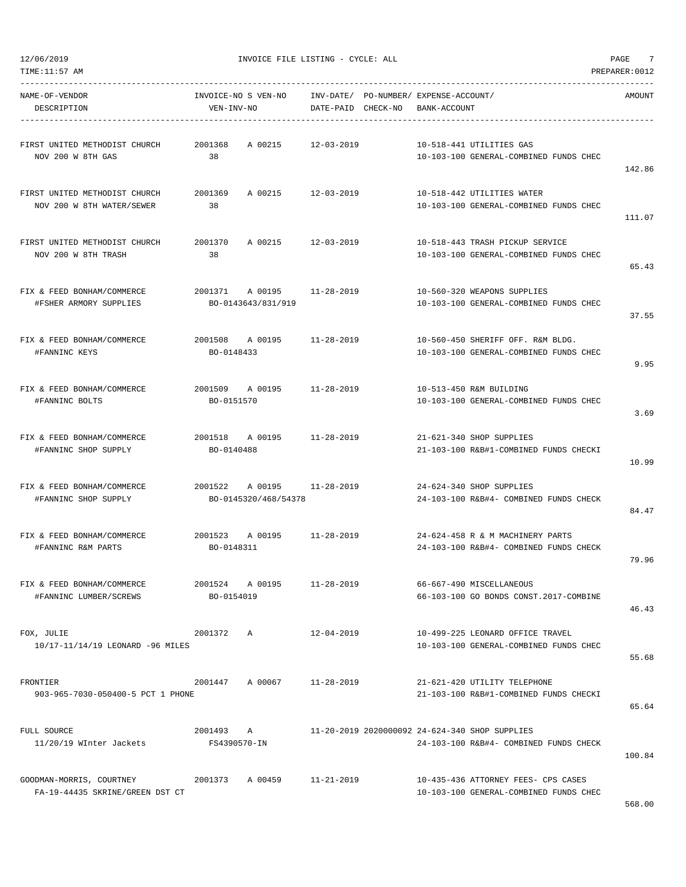12/06/2019 INVOICE FILE LISTING - CYCLE: ALL
TIME:11:57 AM PREPARER:0012

| NAME-OF-VENDOR / DESCRIPTION | INVOICE-NO S VEN-NO / VEN-INV-NO | INV-DATE/ DATE-PAID | PO-NUMBER/ CHECK-NO | EXPENSE-ACCOUNT/ BANK-ACCOUNT | AMOUNT |
|---|---|---|---|---|---|
| FIRST UNITED METHODIST CHURCH<br>NOV 200 W 8TH GAS | 2001368 A 00215<br>38 | 12-03-2019 | | 10-518-441 UTILITIES GAS<br>10-103-100 GENERAL-COMBINED FUNDS CHEC | 142.86 |
| FIRST UNITED METHODIST CHURCH<br>NOV 200 W 8TH WATER/SEWER | 2001369 A 00215<br>38 | 12-03-2019 | | 10-518-442 UTILITIES WATER<br>10-103-100 GENERAL-COMBINED FUNDS CHEC | 111.07 |
| FIRST UNITED METHODIST CHURCH<br>NOV 200 W 8TH TRASH | 2001370 A 00215<br>38 | 12-03-2019 | | 10-518-443 TRASH PICKUP SERVICE<br>10-103-100 GENERAL-COMBINED FUNDS CHEC | 65.43 |
| FIX & FEED BONHAM/COMMERCE<br>#FSHER ARMORY SUPPLIES | 2001371 A 00195<br>BO-0143643/831/919 | 11-28-2019 | | 10-560-320 WEAPONS SUPPLIES<br>10-103-100 GENERAL-COMBINED FUNDS CHEC | 37.55 |
| FIX & FEED BONHAM/COMMERCE<br>#FANNINC KEYS | 2001508 A 00195<br>BO-0148433 | 11-28-2019 | | 10-560-450 SHERIFF OFF. R&M BLDG.<br>10-103-100 GENERAL-COMBINED FUNDS CHEC | 9.95 |
| FIX & FEED BONHAM/COMMERCE<br>#FANNINC BOLTS | 2001509 A 00195<br>BO-0151570 | 11-28-2019 | | 10-513-450 R&M BUILDING<br>10-103-100 GENERAL-COMBINED FUNDS CHEC | 3.69 |
| FIX & FEED BONHAM/COMMERCE<br>#FANNINC SHOP SUPPLY | 2001518 A 00195<br>BO-0140488 | 11-28-2019 | | 21-621-340 SHOP SUPPLIES<br>21-103-100 R&B#1-COMBINED FUNDS CHECKI | 10.99 |
| FIX & FEED BONHAM/COMMERCE<br>#FANNINC SHOP SUPPLY | 2001522 A 00195<br>BO-0145320/468/54378 | 11-28-2019 | | 24-624-340 SHOP SUPPLIES<br>24-103-100 R&B#4- COMBINED FUNDS CHECK | 84.47 |
| FIX & FEED BONHAM/COMMERCE<br>#FANNINC R&M PARTS | 2001523 A 00195<br>BO-0148311 | 11-28-2019 | | 24-624-458 R & M MACHINERY PARTS<br>24-103-100 R&B#4- COMBINED FUNDS CHECK | 79.96 |
| FIX & FEED BONHAM/COMMERCE<br>#FANNINC LUMBER/SCREWS | 2001524 A 00195<br>BO-0154019 | 11-28-2019 | | 66-667-490 MISCELLANEOUS<br>66-103-100 GO BONDS CONST.2017-COMBINE | 46.43 |
| FOX, JULIE<br>10/17-11/14/19 LEONARD -96 MILES | 2001372 A | 12-04-2019 | | 10-499-225 LEONARD OFFICE TRAVEL<br>10-103-100 GENERAL-COMBINED FUNDS CHEC | 55.68 |
| FRONTIER<br>903-965-7030-050400-5 PCT 1 PHONE | 2001447 A 00067 | 11-28-2019 | | 21-621-420 UTILITY TELEPHONE<br>21-103-100 R&B#1-COMBINED FUNDS CHECKI | 65.64 |
| FULL SOURCE<br>11/20/19 WInter Jackets | 2001493 A<br>FS4390570-IN | 11-20-2019 | 2020000092 | 24-624-340 SHOP SUPPLIES<br>24-103-100 R&B#4- COMBINED FUNDS CHECK | 100.84 |
| GOODMAN-MORRIS, COURTNEY<br>FA-19-44435 SKRINE/GREEN DST CT | 2001373 A 00459 | 11-21-2019 | | 10-435-436 ATTORNEY FEES- CPS CASES<br>10-103-100 GENERAL-COMBINED FUNDS CHEC | 568.00 |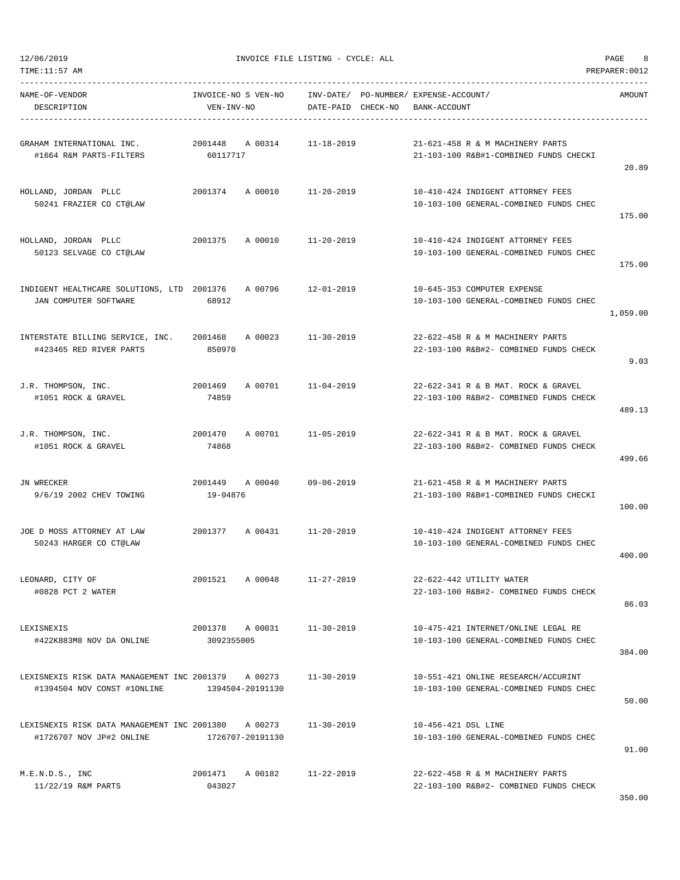12/06/2019 INVOICE FILE LISTING - CYCLE: ALL

TIME:11:57 AM PREPARER:0012

| NAME-OF-VENDOR / DESCRIPTION | INVOICE-NO S VEN-NO / VEN-INV-NO | INV-DATE/ DATE-PAID | PO-NUMBER/ CHECK-NO | EXPENSE-ACCOUNT/ BANK-ACCOUNT | AMOUNT |
|---|---|---|---|---|---|
| GRAHAM INTERNATIONAL INC. | 2001448 A 00314 | 11-18-2019 | | 21-621-458 R & M MACHINERY PARTS | |
| #1664 R&M PARTS-FILTERS | 60117717 | | | 21-103-100 R&B#1-COMBINED FUNDS CHECKI | 20.89 |
| HOLLAND, JORDAN PLLC | 2001374 A 00010 | 11-20-2019 | | 10-410-424 INDIGENT ATTORNEY FEES | |
| 50241 FRAZIER CO CT@LAW | | | | 10-103-100 GENERAL-COMBINED FUNDS CHEC | 175.00 |
| HOLLAND, JORDAN PLLC | 2001375 A 00010 | 11-20-2019 | | 10-410-424 INDIGENT ATTORNEY FEES | |
| 50123 SELVAGE CO CT@LAW | | | | 10-103-100 GENERAL-COMBINED FUNDS CHEC | 175.00 |
| INDIGENT HEALTHCARE SOLUTIONS, LTD | 2001376 A 00796 | 12-01-2019 | | 10-645-353 COMPUTER EXPENSE | |
| JAN COMPUTER SOFTWARE | 68912 | | | 10-103-100 GENERAL-COMBINED FUNDS CHEC | 1,059.00 |
| INTERSTATE BILLING SERVICE, INC. | 2001468 A 00023 | 11-30-2019 | | 22-622-458 R & M MACHINERY PARTS | |
| #423465 RED RIVER PARTS | 850970 | | | 22-103-100 R&B#2- COMBINED FUNDS CHECK | 9.03 |
| J.R. THOMPSON, INC. | 2001469 A 00701 | 11-04-2019 | | 22-622-341 R & B MAT. ROCK & GRAVEL | |
| #1051 ROCK & GRAVEL | 74859 | | | 22-103-100 R&B#2- COMBINED FUNDS CHECK | 489.13 |
| J.R. THOMPSON, INC. | 2001470 A 00701 | 11-05-2019 | | 22-622-341 R & B MAT. ROCK & GRAVEL | |
| #1051 ROCK & GRAVEL | 74868 | | | 22-103-100 R&B#2- COMBINED FUNDS CHECK | 499.66 |
| JN WRECKER | 2001449 A 00040 | 09-06-2019 | | 21-621-458 R & M MACHINERY PARTS | |
| 9/6/19 2002 CHEV TOWING | 19-04876 | | | 21-103-100 R&B#1-COMBINED FUNDS CHECKI | 100.00 |
| JOE D MOSS ATTORNEY AT LAW | 2001377 A 00431 | 11-20-2019 | | 10-410-424 INDIGENT ATTORNEY FEES | |
| 50243 HARGER CO CT@LAW | | | | 10-103-100 GENERAL-COMBINED FUNDS CHEC | 400.00 |
| LEONARD, CITY OF | 2001521 A 00048 | 11-27-2019 | | 22-622-442 UTILITY WATER | |
| #0828 PCT 2 WATER | | | | 22-103-100 R&B#2- COMBINED FUNDS CHECK | 86.03 |
| LEXISNEXIS | 2001378 A 00031 | 11-30-2019 | | 10-475-421 INTERNET/ONLINE LEGAL RE | |
| #422K883M8 NOV DA ONLINE | 3092355005 | | | 10-103-100 GENERAL-COMBINED FUNDS CHEC | 384.00 |
| LEXISNEXIS RISK DATA MANAGEMENT INC | 2001379 A 00273 | 11-30-2019 | | 10-551-421 ONLINE RESEARCH/ACCURINT | |
| #1394504 NOV CONST #1ONLINE | 1394504-20191130 | | | 10-103-100 GENERAL-COMBINED FUNDS CHEC | 50.00 |
| LEXISNEXIS RISK DATA MANAGEMENT INC | 2001380 A 00273 | 11-30-2019 | | 10-456-421 DSL LINE | |
| #1726707 NOV JP#2 ONLINE | 1726707-20191130 | | | 10-103-100 GENERAL-COMBINED FUNDS CHEC | 91.00 |
| M.E.N.D.S., INC | 2001471 A 00182 | 11-22-2019 | | 22-622-458 R & M MACHINERY PARTS | |
| 11/22/19 R&M PARTS | 043027 | | | 22-103-100 R&B#2- COMBINED FUNDS CHECK | 350.00 |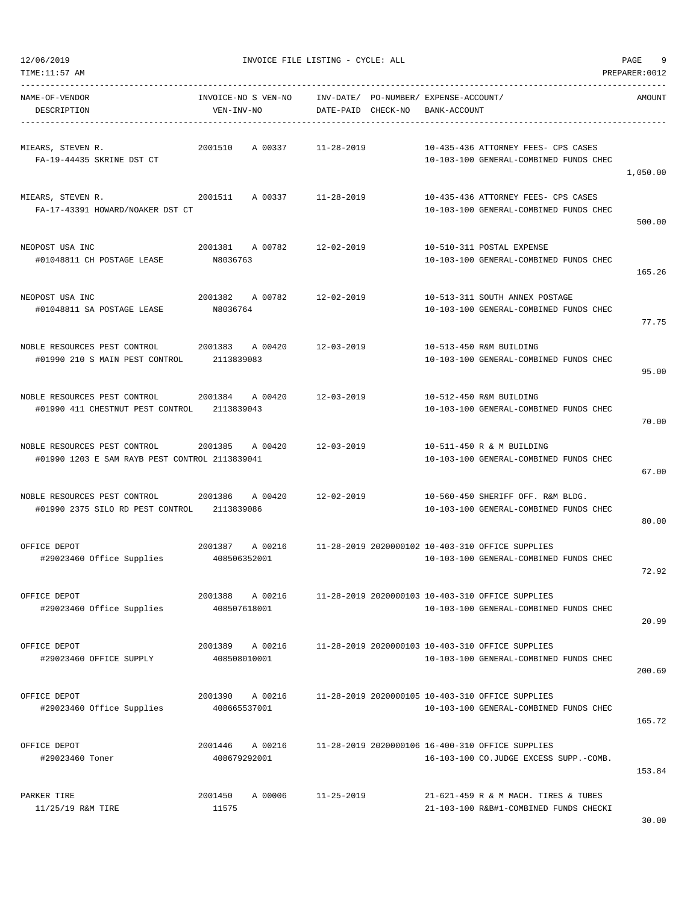| NAME-OF-VENDOR DESCRIPTION | INVOICE-NO S VEN-NO VEN-INV-NO | INV-DATE/ DATE-PAID | PO-NUMBER/ CHECK-NO | EXPENSE-ACCOUNT/ BANK-ACCOUNT | AMOUNT |
|---|---|---|---|---|---|
| MIEARS, STEVEN R. FA-19-44435 SKRINE DST CT | 2001510 A 00337 | 11-28-2019 | | 10-435-436 ATTORNEY FEES- CPS CASES 10-103-100 GENERAL-COMBINED FUNDS CHEC | 1,050.00 |
| MIEARS, STEVEN R. FA-17-43391 HOWARD/NOAKER DST CT | 2001511 A 00337 | 11-28-2019 | | 10-435-436 ATTORNEY FEES- CPS CASES 10-103-100 GENERAL-COMBINED FUNDS CHEC | 500.00 |
| NEOPOST USA INC #01048811 CH POSTAGE LEASE | 2001381 A 00782 N8036763 | 12-02-2019 | | 10-510-311 POSTAL EXPENSE 10-103-100 GENERAL-COMBINED FUNDS CHEC | 165.26 |
| NEOPOST USA INC #01048811 SA POSTAGE LEASE | 2001382 A 00782 N8036764 | 12-02-2019 | | 10-513-311 SOUTH ANNEX POSTAGE 10-103-100 GENERAL-COMBINED FUNDS CHEC | 77.75 |
| NOBLE RESOURCES PEST CONTROL #01990 210 S MAIN PEST CONTROL | 2001383 A 00420 2113839083 | 12-03-2019 | | 10-513-450 R&M BUILDING 10-103-100 GENERAL-COMBINED FUNDS CHEC | 95.00 |
| NOBLE RESOURCES PEST CONTROL #01990 411 CHESTNUT PEST CONTROL | 2001384 A 00420 2113839043 | 12-03-2019 | | 10-512-450 R&M BUILDING 10-103-100 GENERAL-COMBINED FUNDS CHEC | 70.00 |
| NOBLE RESOURCES PEST CONTROL #01990 1203 E SAM RAYB PEST CONTROL | 2001385 A 00420 2113839041 | 12-03-2019 | | 10-511-450 R & M BUILDING 10-103-100 GENERAL-COMBINED FUNDS CHEC | 67.00 |
| NOBLE RESOURCES PEST CONTROL #01990 2375 SILO RD PEST CONTROL | 2001386 A 00420 2113839086 | 12-02-2019 | | 10-560-450 SHERIFF OFF. R&M BLDG. 10-103-100 GENERAL-COMBINED FUNDS CHEC | 80.00 |
| OFFICE DEPOT #29023460 Office Supplies | 2001387 A 00216 408506352001 | 11-28-2019 | 2020000102 | 10-403-310 OFFICE SUPPLIES 10-103-100 GENERAL-COMBINED FUNDS CHEC | 72.92 |
| OFFICE DEPOT #29023460 Office Supplies | 2001388 A 00216 408507618001 | 11-28-2019 | 2020000103 | 10-403-310 OFFICE SUPPLIES 10-103-100 GENERAL-COMBINED FUNDS CHEC | 20.99 |
| OFFICE DEPOT #29023460 OFFICE SUPPLY | 2001389 A 00216 408508010001 | 11-28-2019 | 2020000103 | 10-403-310 OFFICE SUPPLIES 10-103-100 GENERAL-COMBINED FUNDS CHEC | 200.69 |
| OFFICE DEPOT #29023460 Office Supplies | 2001390 A 00216 408665537001 | 11-28-2019 | 2020000105 | 10-403-310 OFFICE SUPPLIES 10-103-100 GENERAL-COMBINED FUNDS CHEC | 165.72 |
| OFFICE DEPOT #29023460 Toner | 2001446 A 00216 408679292001 | 11-28-2019 | 2020000106 | 16-400-310 OFFICE SUPPLIES 16-103-100 CO.JUDGE EXCESS SUPP.-COMB. | 153.84 |
| PARKER TIRE 11/25/19 R&M TIRE | 2001450 A 00006 11575 | 11-25-2019 | | 21-621-459 R & M MACH. TIRES & TUBES 21-103-100 R&B#1-COMBINED FUNDS CHECKI | 30.00 |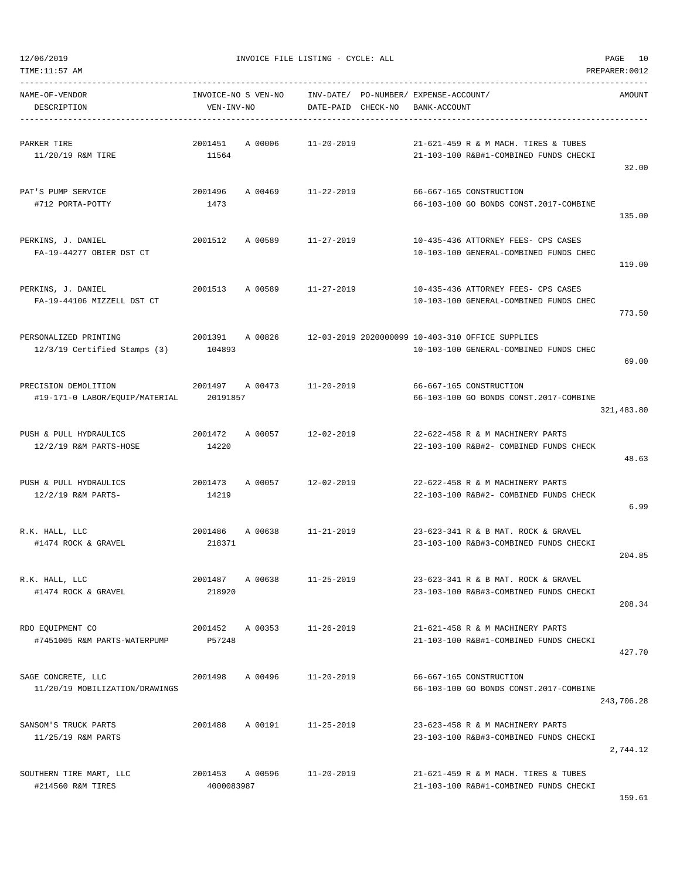12/06/2019 INVOICE FILE LISTING - CYCLE: ALL

TIME:11:57 AM PREPARER:0012

| NAME-OF-VENDOR / DESCRIPTION | INVOICE-NO / VEN-INV-NO | S | VEN-NO | INV-DATE/ DATE-PAID | PO-NUMBER/ CHECK-NO | EXPENSE-ACCOUNT/ BANK-ACCOUNT | AMOUNT |
|---|---|---|---|---|---|---|---|
| PARKER TIRE<br>11/20/19 R&M TIRE | 2001451<br>11564 | A | 00006 | 11-20-2019 | | 21-621-459 R & M MACH. TIRES & TUBES<br>21-103-100 R&B#1-COMBINED FUNDS CHECKI | 32.00 |
| PAT'S PUMP SERVICE<br>#712 PORTA-POTTY | 2001496<br>1473 | A | 00469 | 11-22-2019 | | 66-667-165 CONSTRUCTION<br>66-103-100 GO BONDS CONST.2017-COMBINE | 135.00 |
| PERKINS, J. DANIEL<br>FA-19-44277 OBIER DST CT | 2001512 | A | 00589 | 11-27-2019 | | 10-435-436 ATTORNEY FEES- CPS CASES<br>10-103-100 GENERAL-COMBINED FUNDS CHEC | 119.00 |
| PERKINS, J. DANIEL<br>FA-19-44106 MIZZELL DST CT | 2001513 | A | 00589 | 11-27-2019 | | 10-435-436 ATTORNEY FEES- CPS CASES<br>10-103-100 GENERAL-COMBINED FUNDS CHEC | 773.50 |
| PERSONALIZED PRINTING<br>12/3/19 Certified Stamps (3) | 2001391<br>104893 | A | 00826 | 12-03-2019 | 2020000099 | 10-403-310 OFFICE SUPPLIES<br>10-103-100 GENERAL-COMBINED FUNDS CHEC | 69.00 |
| PRECISION DEMOLITION<br>#19-171-0 LABOR/EQUIP/MATERIAL | 2001497<br>20191857 | A | 00473 | 11-20-2019 | | 66-667-165 CONSTRUCTION<br>66-103-100 GO BONDS CONST.2017-COMBINE | 321,483.80 |
| PUSH & PULL HYDRAULICS<br>12/2/19 R&M PARTS-HOSE | 2001472<br>14220 | A | 00057 | 12-02-2019 | | 22-622-458 R & M MACHINERY PARTS<br>22-103-100 R&B#2- COMBINED FUNDS CHECK | 48.63 |
| PUSH & PULL HYDRAULICS<br>12/2/19 R&M PARTS- | 2001473<br>14219 | A | 00057 | 12-02-2019 | | 22-622-458 R & M MACHINERY PARTS<br>22-103-100 R&B#2- COMBINED FUNDS CHECK | 6.99 |
| R.K. HALL, LLC<br>#1474 ROCK & GRAVEL | 2001486<br>218371 | A | 00638 | 11-21-2019 | | 23-623-341 R & B MAT. ROCK & GRAVEL<br>23-103-100 R&B#3-COMBINED FUNDS CHECKI | 204.85 |
| R.K. HALL, LLC<br>#1474 ROCK & GRAVEL | 2001487<br>218920 | A | 00638 | 11-25-2019 | | 23-623-341 R & B MAT. ROCK & GRAVEL<br>23-103-100 R&B#3-COMBINED FUNDS CHECKI | 208.34 |
| RDO EQUIPMENT CO<br>#7451005 R&M PARTS-WATERPUMP | 2001452<br>P57248 | A | 00353 | 11-26-2019 | | 21-621-458 R & M MACHINERY PARTS<br>21-103-100 R&B#1-COMBINED FUNDS CHECKI | 427.70 |
| SAGE CONCRETE, LLC<br>11/20/19 MOBILIZATION/DRAWINGS | 2001498 | A | 00496 | 11-20-2019 | | 66-667-165 CONSTRUCTION<br>66-103-100 GO BONDS CONST.2017-COMBINE | 243,706.28 |
| SANSOM'S TRUCK PARTS<br>11/25/19 R&M PARTS | 2001488 | A | 00191 | 11-25-2019 | | 23-623-458 R & M MACHINERY PARTS<br>23-103-100 R&B#3-COMBINED FUNDS CHECKI | 2,744.12 |
| SOUTHERN TIRE MART, LLC<br>#214560 R&M TIRES | 2001453<br>4000083987 | A | 00596 | 11-20-2019 | | 21-621-459 R & M MACH. TIRES & TUBES<br>21-103-100 R&B#1-COMBINED FUNDS CHECKI | 159.61 |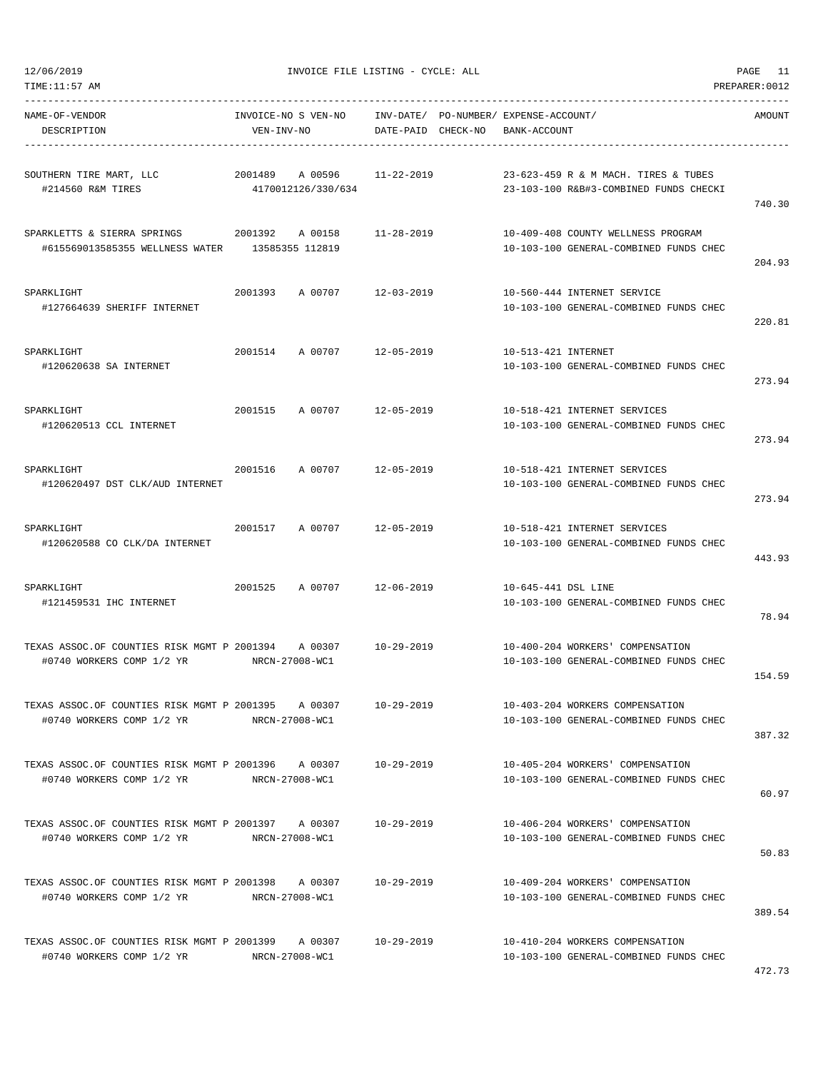12/06/2019 INVOICE FILE LISTING - CYCLE: ALL

TIME:11:57 AM PREPARER:0012

| NAME-OF-VENDOR / DESCRIPTION | INVOICE-NO S VEN-NO / VEN-INV-NO | INV-DATE/ DATE-PAID | PO-NUMBER/ CHECK-NO | EXPENSE-ACCOUNT/ BANK-ACCOUNT | AMOUNT |
|---|---|---|---|---|---|
| SOUTHERN TIRE MART, LLC<br>#214560 R&M TIRES | 2001489 A 00596<br>4170012126/330/634 | 11-22-2019 | | 23-623-459 R & M MACH. TIRES & TUBES<br>23-103-100 R&B#3-COMBINED FUNDS CHECKI | 740.30 |
| SPARKLETTS & SIERRA SPRINGS<br>#615569013585355 WELLNESS WATER | 2001392 A 00158<br>13585355 112819 | 11-28-2019 | | 10-409-408 COUNTY WELLNESS PROGRAM<br>10-103-100 GENERAL-COMBINED FUNDS CHEC | 204.93 |
| SPARKLIGHT<br>#127664639 SHERIFF INTERNET | 2001393 A 00707 | 12-03-2019 | | 10-560-444 INTERNET SERVICE<br>10-103-100 GENERAL-COMBINED FUNDS CHEC | 220.81 |
| SPARKLIGHT<br>#120620638 SA INTERNET | 2001514 A 00707 | 12-05-2019 | | 10-513-421 INTERNET<br>10-103-100 GENERAL-COMBINED FUNDS CHEC | 273.94 |
| SPARKLIGHT<br>#120620513 CCL INTERNET | 2001515 A 00707 | 12-05-2019 | | 10-518-421 INTERNET SERVICES<br>10-103-100 GENERAL-COMBINED FUNDS CHEC | 273.94 |
| SPARKLIGHT<br>#120620497 DST CLK/AUD INTERNET | 2001516 A 00707 | 12-05-2019 | | 10-518-421 INTERNET SERVICES<br>10-103-100 GENERAL-COMBINED FUNDS CHEC | 273.94 |
| SPARKLIGHT<br>#120620588 CO CLK/DA INTERNET | 2001517 A 00707 | 12-05-2019 | | 10-518-421 INTERNET SERVICES<br>10-103-100 GENERAL-COMBINED FUNDS CHEC | 443.93 |
| SPARKLIGHT<br>#121459531 IHC INTERNET | 2001525 A 00707 | 12-06-2019 | | 10-645-441 DSL LINE<br>10-103-100 GENERAL-COMBINED FUNDS CHEC | 78.94 |
| TEXAS ASSOC.OF COUNTIES RISK MGMT P<br>#0740 WORKERS COMP 1/2 YR | 2001394 A 00307<br>NRCN-27008-WC1 | 10-29-2019 | | 10-400-204 WORKERS' COMPENSATION<br>10-103-100 GENERAL-COMBINED FUNDS CHEC | 154.59 |
| TEXAS ASSOC.OF COUNTIES RISK MGMT P<br>#0740 WORKERS COMP 1/2 YR | 2001395 A 00307<br>NRCN-27008-WC1 | 10-29-2019 | | 10-403-204 WORKERS COMPENSATION<br>10-103-100 GENERAL-COMBINED FUNDS CHEC | 387.32 |
| TEXAS ASSOC.OF COUNTIES RISK MGMT P<br>#0740 WORKERS COMP 1/2 YR | 2001396 A 00307<br>NRCN-27008-WC1 | 10-29-2019 | | 10-405-204 WORKERS' COMPENSATION<br>10-103-100 GENERAL-COMBINED FUNDS CHEC | 60.97 |
| TEXAS ASSOC.OF COUNTIES RISK MGMT P<br>#0740 WORKERS COMP 1/2 YR | 2001397 A 00307<br>NRCN-27008-WC1 | 10-29-2019 | | 10-406-204 WORKERS' COMPENSATION<br>10-103-100 GENERAL-COMBINED FUNDS CHEC | 50.83 |
| TEXAS ASSOC.OF COUNTIES RISK MGMT P<br>#0740 WORKERS COMP 1/2 YR | 2001398 A 00307<br>NRCN-27008-WC1 | 10-29-2019 | | 10-409-204 WORKERS' COMPENSATION<br>10-103-100 GENERAL-COMBINED FUNDS CHEC | 389.54 |
| TEXAS ASSOC.OF COUNTIES RISK MGMT P<br>#0740 WORKERS COMP 1/2 YR | 2001399 A 00307<br>NRCN-27008-WC1 | 10-29-2019 | | 10-410-204 WORKERS COMPENSATION<br>10-103-100 GENERAL-COMBINED FUNDS CHEC | 472.73 |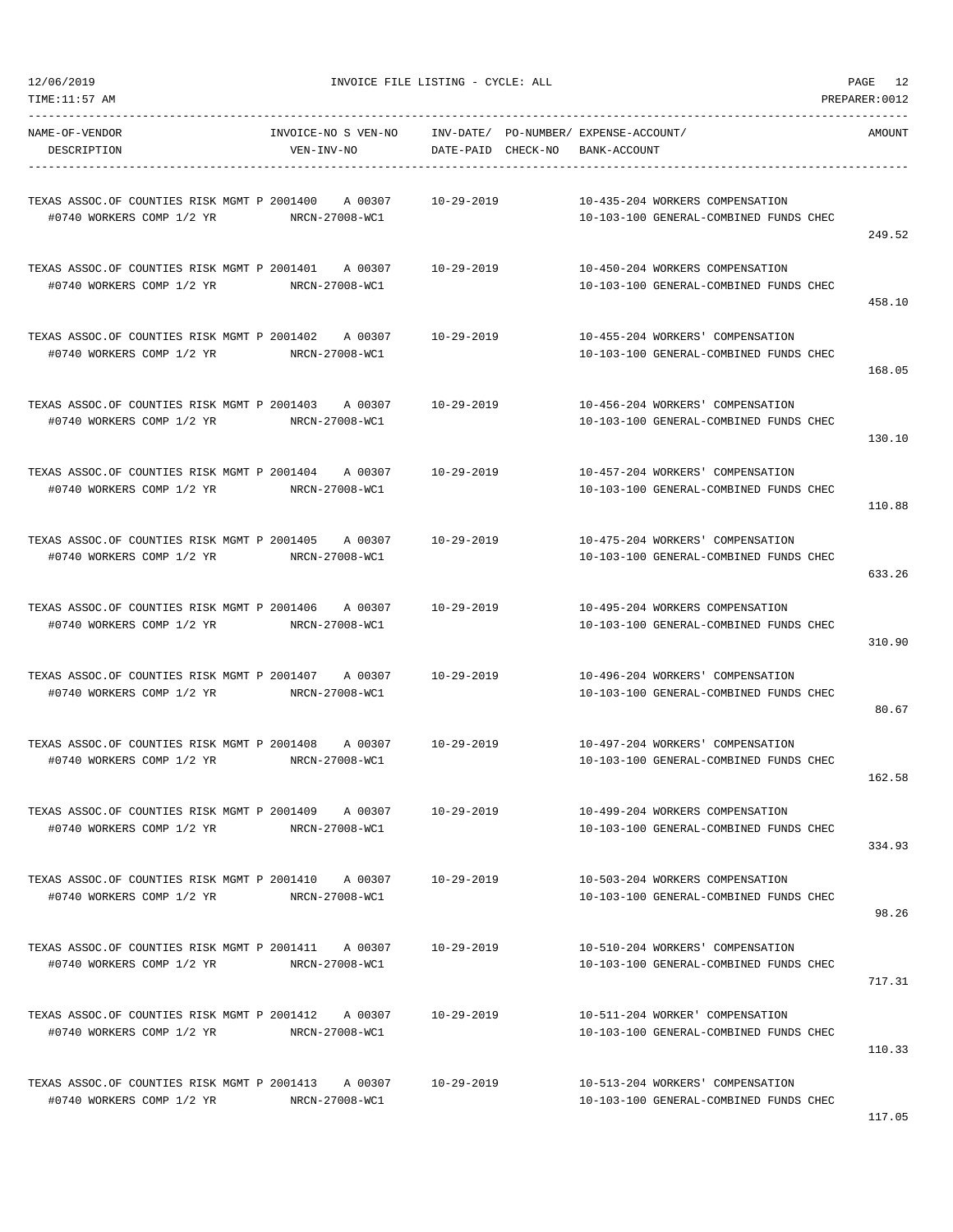12/06/2019 INVOICE FILE LISTING - CYCLE: ALL

TIME:11:57 AM PREPARER:0012

| NAME-OF-VENDOR / DESCRIPTION | INVOICE-NO S VEN-NO / VEN-INV-NO | INV-DATE/ DATE-PAID | PO-NUMBER/ CHECK-NO | EXPENSE-ACCOUNT/ BANK-ACCOUNT | AMOUNT |
|---|---|---|---|---|---|
| TEXAS ASSOC.OF COUNTIES RISK MGMT P / #0740 WORKERS COMP 1/2 YR | 2001400 A 00307 / NRCN-27008-WC1 | 10-29-2019 | | 10-435-204 WORKERS COMPENSATION / 10-103-100 GENERAL-COMBINED FUNDS CHEC | 249.52 |
| TEXAS ASSOC.OF COUNTIES RISK MGMT P / #0740 WORKERS COMP 1/2 YR | 2001401 A 00307 / NRCN-27008-WC1 | 10-29-2019 | | 10-450-204 WORKERS COMPENSATION / 10-103-100 GENERAL-COMBINED FUNDS CHEC | 458.10 |
| TEXAS ASSOC.OF COUNTIES RISK MGMT P / #0740 WORKERS COMP 1/2 YR | 2001402 A 00307 / NRCN-27008-WC1 | 10-29-2019 | | 10-455-204 WORKERS' COMPENSATION / 10-103-100 GENERAL-COMBINED FUNDS CHEC | 168.05 |
| TEXAS ASSOC.OF COUNTIES RISK MGMT P / #0740 WORKERS COMP 1/2 YR | 2001403 A 00307 / NRCN-27008-WC1 | 10-29-2019 | | 10-456-204 WORKERS' COMPENSATION / 10-103-100 GENERAL-COMBINED FUNDS CHEC | 130.10 |
| TEXAS ASSOC.OF COUNTIES RISK MGMT P / #0740 WORKERS COMP 1/2 YR | 2001404 A 00307 / NRCN-27008-WC1 | 10-29-2019 | | 10-457-204 WORKERS' COMPENSATION / 10-103-100 GENERAL-COMBINED FUNDS CHEC | 110.88 |
| TEXAS ASSOC.OF COUNTIES RISK MGMT P / #0740 WORKERS COMP 1/2 YR | 2001405 A 00307 / NRCN-27008-WC1 | 10-29-2019 | | 10-475-204 WORKERS' COMPENSATION / 10-103-100 GENERAL-COMBINED FUNDS CHEC | 633.26 |
| TEXAS ASSOC.OF COUNTIES RISK MGMT P / #0740 WORKERS COMP 1/2 YR | 2001406 A 00307 / NRCN-27008-WC1 | 10-29-2019 | | 10-495-204 WORKERS COMPENSATION / 10-103-100 GENERAL-COMBINED FUNDS CHEC | 310.90 |
| TEXAS ASSOC.OF COUNTIES RISK MGMT P / #0740 WORKERS COMP 1/2 YR | 2001407 A 00307 / NRCN-27008-WC1 | 10-29-2019 | | 10-496-204 WORKERS' COMPENSATION / 10-103-100 GENERAL-COMBINED FUNDS CHEC | 80.67 |
| TEXAS ASSOC.OF COUNTIES RISK MGMT P / #0740 WORKERS COMP 1/2 YR | 2001408 A 00307 / NRCN-27008-WC1 | 10-29-2019 | | 10-497-204 WORKERS' COMPENSATION / 10-103-100 GENERAL-COMBINED FUNDS CHEC | 162.58 |
| TEXAS ASSOC.OF COUNTIES RISK MGMT P / #0740 WORKERS COMP 1/2 YR | 2001409 A 00307 / NRCN-27008-WC1 | 10-29-2019 | | 10-499-204 WORKERS COMPENSATION / 10-103-100 GENERAL-COMBINED FUNDS CHEC | 334.93 |
| TEXAS ASSOC.OF COUNTIES RISK MGMT P / #0740 WORKERS COMP 1/2 YR | 2001410 A 00307 / NRCN-27008-WC1 | 10-29-2019 | | 10-503-204 WORKERS COMPENSATION / 10-103-100 GENERAL-COMBINED FUNDS CHEC | 98.26 |
| TEXAS ASSOC.OF COUNTIES RISK MGMT P / #0740 WORKERS COMP 1/2 YR | 2001411 A 00307 / NRCN-27008-WC1 | 10-29-2019 | | 10-510-204 WORKERS' COMPENSATION / 10-103-100 GENERAL-COMBINED FUNDS CHEC | 717.31 |
| TEXAS ASSOC.OF COUNTIES RISK MGMT P / #0740 WORKERS COMP 1/2 YR | 2001412 A 00307 / NRCN-27008-WC1 | 10-29-2019 | | 10-511-204 WORKER' COMPENSATION / 10-103-100 GENERAL-COMBINED FUNDS CHEC | 110.33 |
| TEXAS ASSOC.OF COUNTIES RISK MGMT P / #0740 WORKERS COMP 1/2 YR | 2001413 A 00307 / NRCN-27008-WC1 | 10-29-2019 | | 10-513-204 WORKERS' COMPENSATION / 10-103-100 GENERAL-COMBINED FUNDS CHEC | 117.05 |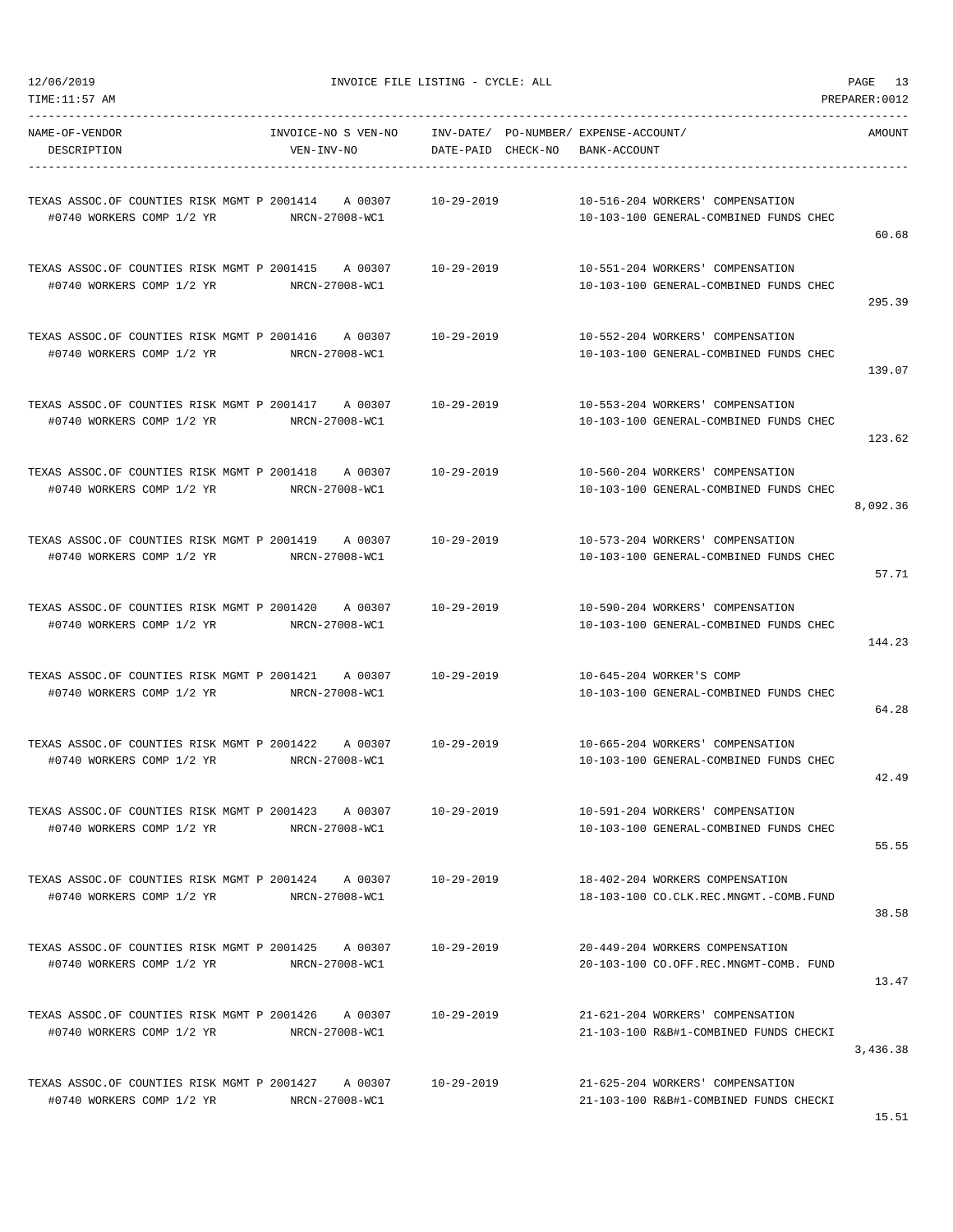| NAME-OF-VENDOR<br>DESCRIPTION | INVOICE-NO S VEN-NO<br>VEN-INV-NO | INV-DATE/<br>DATE-PAID | PO-NUMBER/<br>CHECK-NO | EXPENSE-ACCOUNT/<br>BANK-ACCOUNT | AMOUNT |
|---|---|---|---|---|---|
| TEXAS ASSOC.OF COUNTIES RISK MGMT P<br>#0740 WORKERS COMP 1/2 YR | 2001414 A 00307<br>NRCN-27008-WC1 | 10-29-2019 | | 10-516-204 WORKERS' COMPENSATION<br>10-103-100 GENERAL-COMBINED FUNDS CHEC | 60.68 |
| TEXAS ASSOC.OF COUNTIES RISK MGMT P<br>#0740 WORKERS COMP 1/2 YR | 2001415 A 00307<br>NRCN-27008-WC1 | 10-29-2019 | | 10-551-204 WORKERS' COMPENSATION<br>10-103-100 GENERAL-COMBINED FUNDS CHEC | 295.39 |
| TEXAS ASSOC.OF COUNTIES RISK MGMT P<br>#0740 WORKERS COMP 1/2 YR | 2001416 A 00307<br>NRCN-27008-WC1 | 10-29-2019 | | 10-552-204 WORKERS' COMPENSATION<br>10-103-100 GENERAL-COMBINED FUNDS CHEC | 139.07 |
| TEXAS ASSOC.OF COUNTIES RISK MGMT P<br>#0740 WORKERS COMP 1/2 YR | 2001417 A 00307<br>NRCN-27008-WC1 | 10-29-2019 | | 10-553-204 WORKERS' COMPENSATION<br>10-103-100 GENERAL-COMBINED FUNDS CHEC | 123.62 |
| TEXAS ASSOC.OF COUNTIES RISK MGMT P<br>#0740 WORKERS COMP 1/2 YR | 2001418 A 00307<br>NRCN-27008-WC1 | 10-29-2019 | | 10-560-204 WORKERS' COMPENSATION<br>10-103-100 GENERAL-COMBINED FUNDS CHEC | 8,092.36 |
| TEXAS ASSOC.OF COUNTIES RISK MGMT P<br>#0740 WORKERS COMP 1/2 YR | 2001419 A 00307<br>NRCN-27008-WC1 | 10-29-2019 | | 10-573-204 WORKERS' COMPENSATION<br>10-103-100 GENERAL-COMBINED FUNDS CHEC | 57.71 |
| TEXAS ASSOC.OF COUNTIES RISK MGMT P<br>#0740 WORKERS COMP 1/2 YR | 2001420 A 00307<br>NRCN-27008-WC1 | 10-29-2019 | | 10-590-204 WORKERS' COMPENSATION<br>10-103-100 GENERAL-COMBINED FUNDS CHEC | 144.23 |
| TEXAS ASSOC.OF COUNTIES RISK MGMT P<br>#0740 WORKERS COMP 1/2 YR | 2001421 A 00307<br>NRCN-27008-WC1 | 10-29-2019 | | 10-645-204 WORKER'S COMP<br>10-103-100 GENERAL-COMBINED FUNDS CHEC | 64.28 |
| TEXAS ASSOC.OF COUNTIES RISK MGMT P<br>#0740 WORKERS COMP 1/2 YR | 2001422 A 00307<br>NRCN-27008-WC1 | 10-29-2019 | | 10-665-204 WORKERS' COMPENSATION<br>10-103-100 GENERAL-COMBINED FUNDS CHEC | 42.49 |
| TEXAS ASSOC.OF COUNTIES RISK MGMT P<br>#0740 WORKERS COMP 1/2 YR | 2001423 A 00307<br>NRCN-27008-WC1 | 10-29-2019 | | 10-591-204 WORKERS' COMPENSATION<br>10-103-100 GENERAL-COMBINED FUNDS CHEC | 55.55 |
| TEXAS ASSOC.OF COUNTIES RISK MGMT P<br>#0740 WORKERS COMP 1/2 YR | 2001424 A 00307<br>NRCN-27008-WC1 | 10-29-2019 | | 18-402-204 WORKERS COMPENSATION<br>18-103-100 CO.CLK.REC.MNGMT.-COMB.FUND | 38.58 |
| TEXAS ASSOC.OF COUNTIES RISK MGMT P<br>#0740 WORKERS COMP 1/2 YR | 2001425 A 00307<br>NRCN-27008-WC1 | 10-29-2019 | | 20-449-204 WORKERS COMPENSATION<br>20-103-100 CO.OFF.REC.MNGMT-COMB. FUND | 13.47 |
| TEXAS ASSOC.OF COUNTIES RISK MGMT P<br>#0740 WORKERS COMP 1/2 YR | 2001426 A 00307<br>NRCN-27008-WC1 | 10-29-2019 | | 21-621-204 WORKERS' COMPENSATION<br>21-103-100 R&B#1-COMBINED FUNDS CHECKI | 3,436.38 |
| TEXAS ASSOC.OF COUNTIES RISK MGMT P<br>#0740 WORKERS COMP 1/2 YR | 2001427 A 00307<br>NRCN-27008-WC1 | 10-29-2019 | | 21-625-204 WORKERS' COMPENSATION<br>21-103-100 R&B#1-COMBINED FUNDS CHECKI | 15.51 |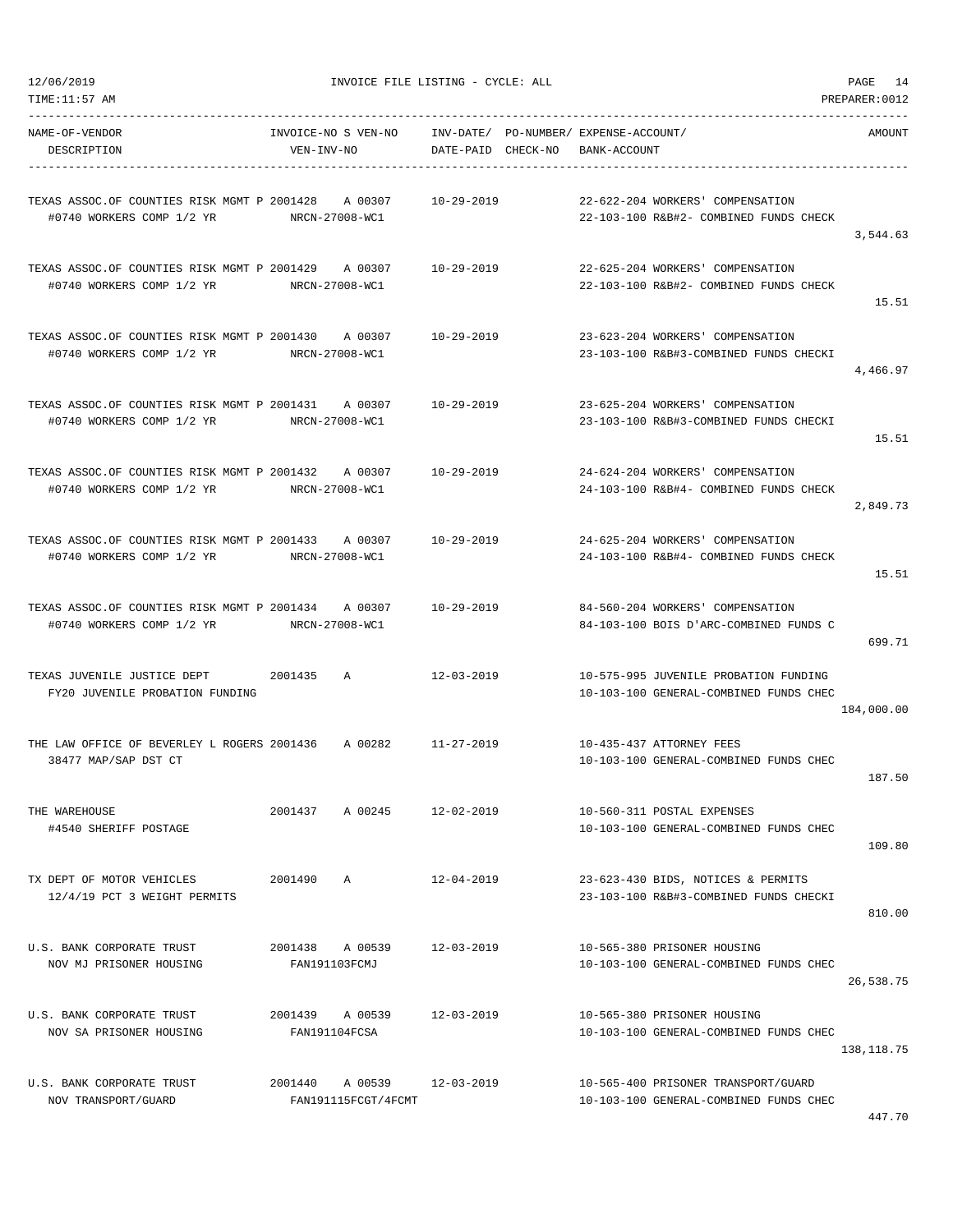| NAME-OF-VENDOR / DESCRIPTION | INVOICE-NO S VEN-NO / VEN-INV-NO | INV-DATE/ DATE-PAID | PO-NUMBER/ CHECK-NO | EXPENSE-ACCOUNT/ BANK-ACCOUNT | AMOUNT |
|---|---|---|---|---|---|
| TEXAS ASSOC.OF COUNTIES RISK MGMT P #0740 WORKERS COMP 1/2 YR | 2001428 A 00307 NRCN-27008-WC1 | 10-29-2019 | | 22-622-204 WORKERS' COMPENSATION 22-103-100 R&B#2- COMBINED FUNDS CHECK | 3,544.63 |
| TEXAS ASSOC.OF COUNTIES RISK MGMT P #0740 WORKERS COMP 1/2 YR | 2001429 A 00307 NRCN-27008-WC1 | 10-29-2019 | | 22-625-204 WORKERS' COMPENSATION 22-103-100 R&B#2- COMBINED FUNDS CHECK | 15.51 |
| TEXAS ASSOC.OF COUNTIES RISK MGMT P #0740 WORKERS COMP 1/2 YR | 2001430 A 00307 NRCN-27008-WC1 | 10-29-2019 | | 23-623-204 WORKERS' COMPENSATION 23-103-100 R&B#3-COMBINED FUNDS CHECKI | 4,466.97 |
| TEXAS ASSOC.OF COUNTIES RISK MGMT P #0740 WORKERS COMP 1/2 YR | 2001431 A 00307 NRCN-27008-WC1 | 10-29-2019 | | 23-625-204 WORKERS' COMPENSATION 23-103-100 R&B#3-COMBINED FUNDS CHECKI | 15.51 |
| TEXAS ASSOC.OF COUNTIES RISK MGMT P #0740 WORKERS COMP 1/2 YR | 2001432 A 00307 NRCN-27008-WC1 | 10-29-2019 | | 24-624-204 WORKERS' COMPENSATION 24-103-100 R&B#4- COMBINED FUNDS CHECK | 2,849.73 |
| TEXAS ASSOC.OF COUNTIES RISK MGMT P #0740 WORKERS COMP 1/2 YR | 2001433 A 00307 NRCN-27008-WC1 | 10-29-2019 | | 24-625-204 WORKERS' COMPENSATION 24-103-100 R&B#4- COMBINED FUNDS CHECK | 15.51 |
| TEXAS ASSOC.OF COUNTIES RISK MGMT P #0740 WORKERS COMP 1/2 YR | 2001434 A 00307 NRCN-27008-WC1 | 10-29-2019 | | 84-560-204 WORKERS' COMPENSATION 84-103-100 BOIS D'ARC-COMBINED FUNDS C | 699.71 |
| TEXAS JUVENILE JUSTICE DEPT FY20 JUVENILE PROBATION FUNDING | 2001435 A | 12-03-2019 | | 10-575-995 JUVENILE PROBATION FUNDING 10-103-100 GENERAL-COMBINED FUNDS CHEC | 184,000.00 |
| THE LAW OFFICE OF BEVERLEY L ROGERS 38477 MAP/SAP DST CT | 2001436 A 00282 | 11-27-2019 | | 10-435-437 ATTORNEY FEES 10-103-100 GENERAL-COMBINED FUNDS CHEC | 187.50 |
| THE WAREHOUSE #4540 SHERIFF POSTAGE | 2001437 A 00245 | 12-02-2019 | | 10-560-311 POSTAL EXPENSES 10-103-100 GENERAL-COMBINED FUNDS CHEC | 109.80 |
| TX DEPT OF MOTOR VEHICLES 12/4/19 PCT 3 WEIGHT PERMITS | 2001490 A | 12-04-2019 | | 23-623-430 BIDS, NOTICES & PERMITS 23-103-100 R&B#3-COMBINED FUNDS CHECKI | 810.00 |
| U.S. BANK CORPORATE TRUST NOV MJ PRISONER HOUSING | 2001438 A 00539 FAN191103FCMJ | 12-03-2019 | | 10-565-380 PRISONER HOUSING 10-103-100 GENERAL-COMBINED FUNDS CHEC | 26,538.75 |
| U.S. BANK CORPORATE TRUST NOV SA PRISONER HOUSING | 2001439 A 00539 FAN191104FCSA | 12-03-2019 | | 10-565-380 PRISONER HOUSING 10-103-100 GENERAL-COMBINED FUNDS CHEC | 138,118.75 |
| U.S. BANK CORPORATE TRUST NOV TRANSPORT/GUARD | 2001440 A 00539 FAN191115FCGT/4FCMT | 12-03-2019 | | 10-565-400 PRISONER TRANSPORT/GUARD 10-103-100 GENERAL-COMBINED FUNDS CHEC | 447.70 |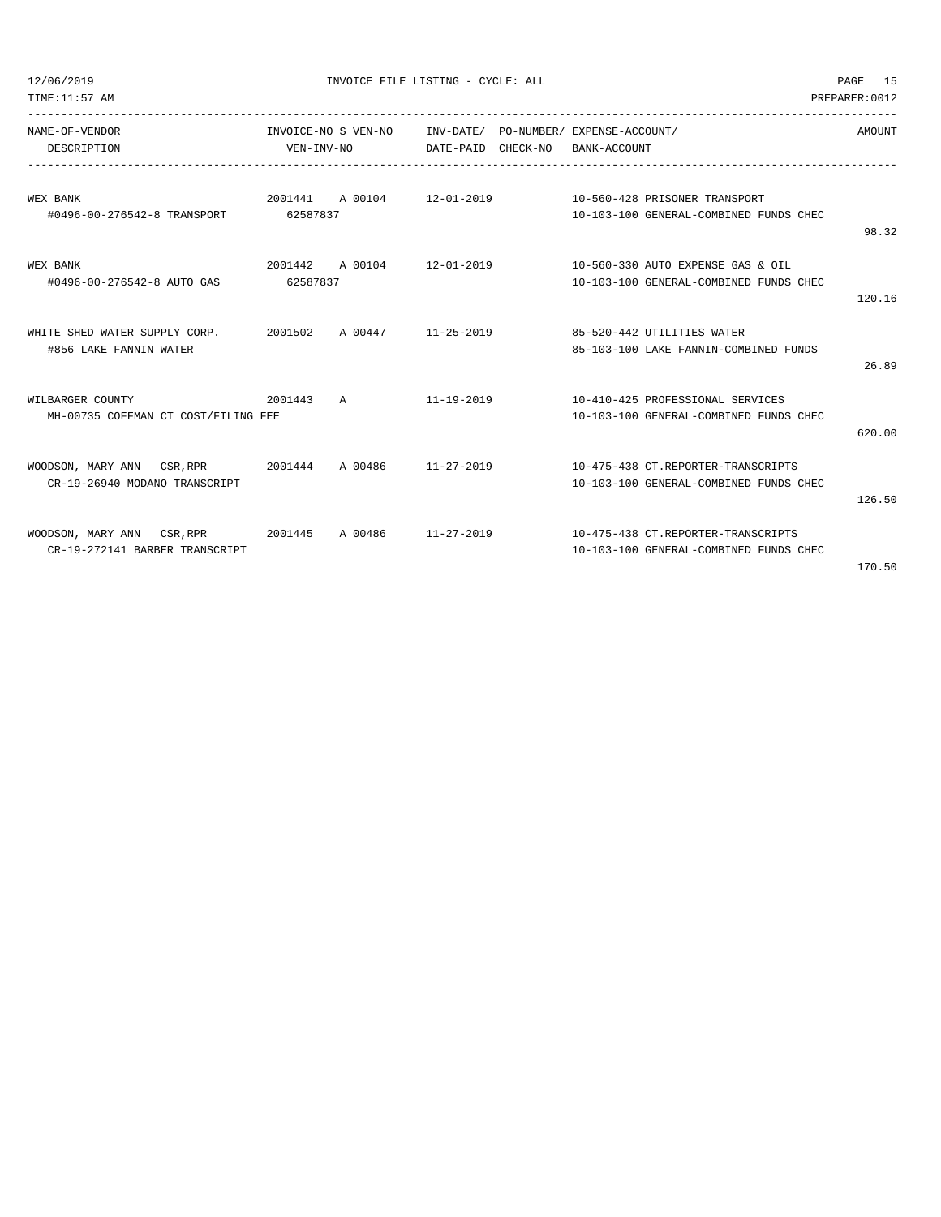| NAME-OF-VENDOR / DESCRIPTION | INVOICE-NO | S | VEN-NO / VEN-INV-NO | INV-DATE/ DATE-PAID | PO-NUMBER/ CHECK-NO | EXPENSE-ACCOUNT/ BANK-ACCOUNT | AMOUNT |
|---|---|---|---|---|---|---|---|
| WEX BANK<br>#0496-00-276542-8 TRANSPORT | 2001441 | A | 00104<br>62587837 | 12-01-2019 | | 10-560-428 PRISONER TRANSPORT<br>10-103-100 GENERAL-COMBINED FUNDS CHEC | 98.32 |
| WEX BANK<br>#0496-00-276542-8 AUTO GAS | 2001442 | A | 00104<br>62587837 | 12-01-2019 | | 10-560-330 AUTO EXPENSE GAS & OIL<br>10-103-100 GENERAL-COMBINED FUNDS CHEC | 120.16 |
| WHITE SHED WATER SUPPLY CORP.<br>#856 LAKE FANNIN WATER | 2001502 | A | 00447 | 11-25-2019 | | 85-520-442 UTILITIES WATER<br>85-103-100 LAKE FANNIN-COMBINED FUNDS | 26.89 |
| WILBARGER COUNTY<br>MH-00735 COFFMAN CT COST/FILING FEE | 2001443 | A | | 11-19-2019 | | 10-410-425 PROFESSIONAL SERVICES<br>10-103-100 GENERAL-COMBINED FUNDS CHEC | 620.00 |
| WOODSON, MARY ANN CSR,RPR<br>CR-19-26940 MODANO TRANSCRIPT | 2001444 | A | 00486 | 11-27-2019 | | 10-475-438 CT.REPORTER-TRANSCRIPTS<br>10-103-100 GENERAL-COMBINED FUNDS CHEC | 126.50 |
| WOODSON, MARY ANN CSR,RPR<br>CR-19-272141 BARBER TRANSCRIPT | 2001445 | A | 00486 | 11-27-2019 | | 10-475-438 CT.REPORTER-TRANSCRIPTS<br>10-103-100 GENERAL-COMBINED FUNDS CHEC | 170.50 |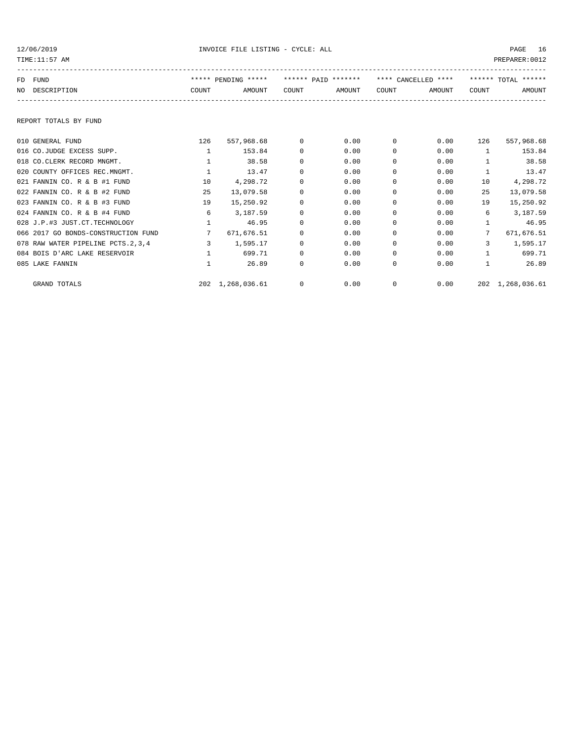REPORT TOTALS BY FUND

| FD NO | FUND DESCRIPTION | ***** PENDING ***** COUNT | AMOUNT | ****** PAID ******* COUNT | AMOUNT | **** CANCELLED **** COUNT | AMOUNT | ****** TOTAL ****** COUNT | AMOUNT |
|---|---|---|---|---|---|---|---|---|---|
| 010 | GENERAL FUND | 126 | 557,968.68 | 0 | 0.00 | 0 | 0.00 | 126 | 557,968.68 |
| 016 | CO.JUDGE EXCESS SUPP. | 1 | 153.84 | 0 | 0.00 | 0 | 0.00 | 1 | 153.84 |
| 018 | CO.CLERK RECORD MNGMT. | 1 | 38.58 | 0 | 0.00 | 0 | 0.00 | 1 | 38.58 |
| 020 | COUNTY OFFICES REC.MNGMT. | 1 | 13.47 | 0 | 0.00 | 0 | 0.00 | 1 | 13.47 |
| 021 | FANNIN CO. R & B #1 FUND | 10 | 4,298.72 | 0 | 0.00 | 0 | 0.00 | 10 | 4,298.72 |
| 022 | FANNIN CO. R & B #2 FUND | 25 | 13,079.58 | 0 | 0.00 | 0 | 0.00 | 25 | 13,079.58 |
| 023 | FANNIN CO. R & B #3 FUND | 19 | 15,250.92 | 0 | 0.00 | 0 | 0.00 | 19 | 15,250.92 |
| 024 | FANNIN CO. R & B #4 FUND | 6 | 3,187.59 | 0 | 0.00 | 0 | 0.00 | 6 | 3,187.59 |
| 028 | J.P.#3 JUST.CT.TECHNOLOGY | 1 | 46.95 | 0 | 0.00 | 0 | 0.00 | 1 | 46.95 |
| 066 | 2017 GO BONDS-CONSTRUCTION FUND | 7 | 671,676.51 | 0 | 0.00 | 0 | 0.00 | 7 | 671,676.51 |
| 078 | RAW WATER PIPELINE PCTS.2,3,4 | 3 | 1,595.17 | 0 | 0.00 | 0 | 0.00 | 3 | 1,595.17 |
| 084 | BOIS D'ARC LAKE RESERVOIR | 1 | 699.71 | 0 | 0.00 | 0 | 0.00 | 1 | 699.71 |
| 085 | LAKE FANNIN | 1 | 26.89 | 0 | 0.00 | 0 | 0.00 | 1 | 26.89 |
| | GRAND TOTALS | 202 | 1,268,036.61 | 0 | 0.00 | 0 | 0.00 | 202 | 1,268,036.61 |